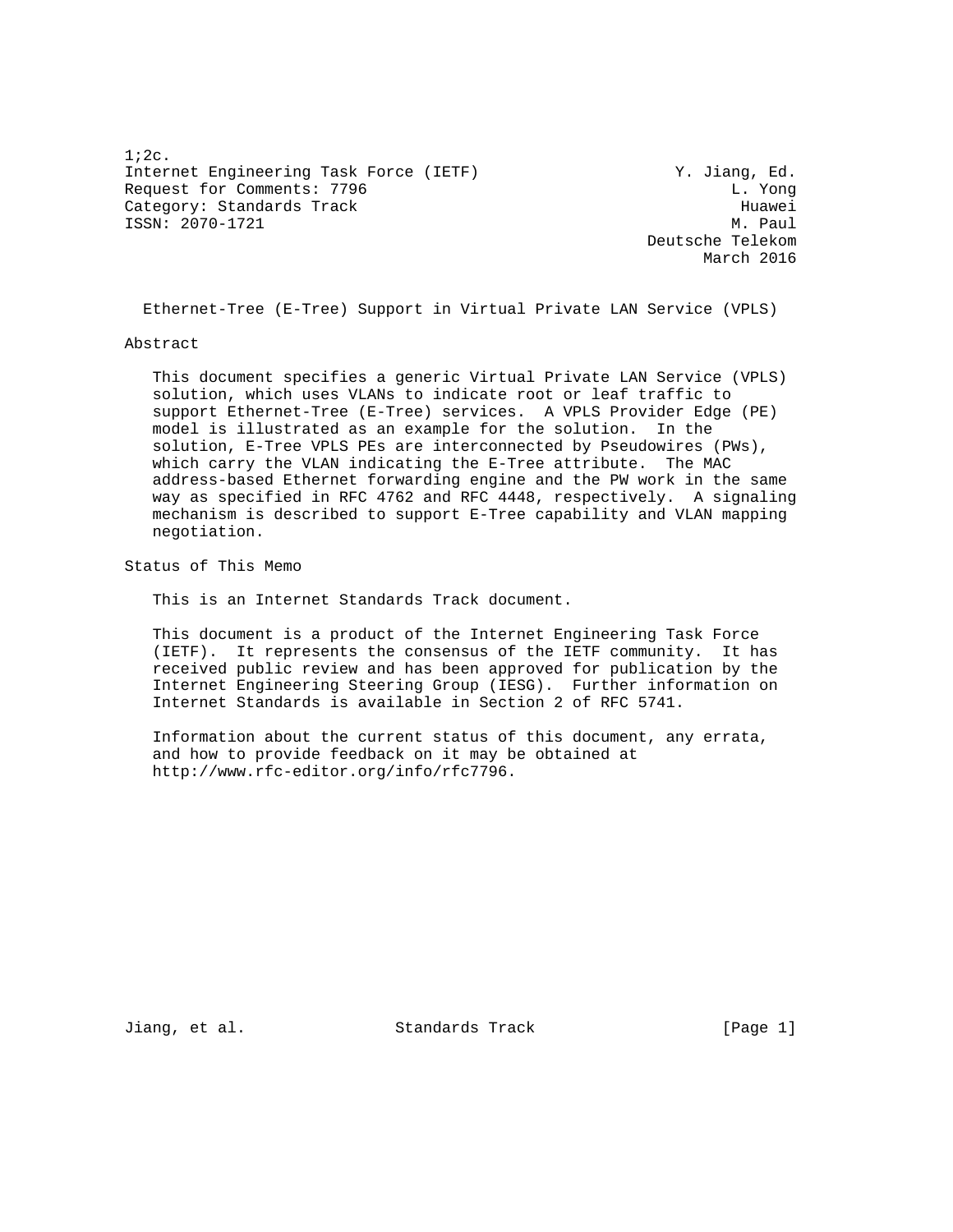1;2c.
Internet Engineering Task Force (IETF)                    Y. Jiang, Ed.
Request for Comments: 7796                                      L. Yong
Category: Standards Track                                        Huawei
ISSN: 2070-1721                                                 M. Paul
                                                       Deutsche Telekom
                                                             March 2016

# Ethernet-Tree (E-Tree) Support in Virtual Private LAN Service (VPLS)

## Abstract

This document specifies a generic Virtual Private LAN Service (VPLS) solution, which uses VLANs to indicate root or leaf traffic to support Ethernet-Tree (E-Tree) services. A VPLS Provider Edge (PE) model is illustrated as an example for the solution. In the solution, E-Tree VPLS PEs are interconnected by Pseudowires (PWs), which carry the VLAN indicating the E-Tree attribute. The MAC address-based Ethernet forwarding engine and the PW work in the same way as specified in RFC 4762 and RFC 4448, respectively. A signaling mechanism is described to support E-Tree capability and VLAN mapping negotiation.

## Status of This Memo

This is an Internet Standards Track document.

This document is a product of the Internet Engineering Task Force (IETF). It represents the consensus of the IETF community. It has received public review and has been approved for publication by the Internet Engineering Steering Group (IESG). Further information on Internet Standards is available in Section 2 of RFC 5741.

Information about the current status of this document, any errata, and how to provide feedback on it may be obtained at http://www.rfc-editor.org/info/rfc7796.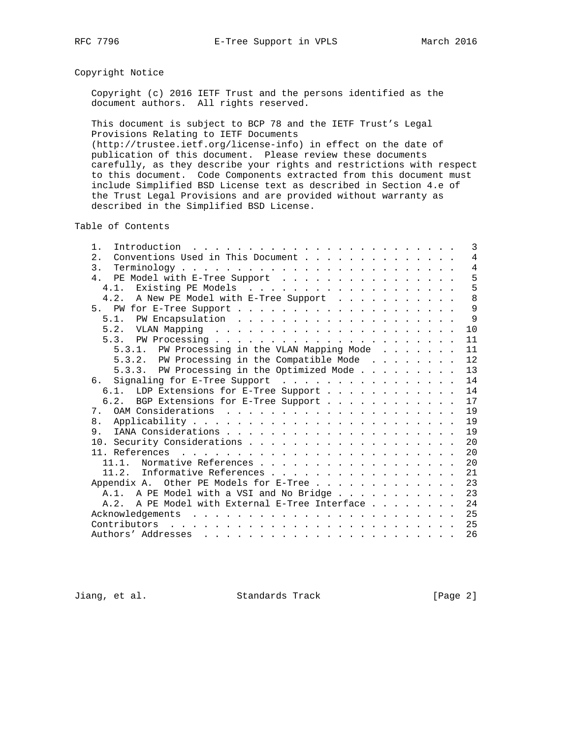## Copyright Notice

Copyright (c) 2016 IETF Trust and the persons identified as the document authors. All rights reserved.

This document is subject to BCP 78 and the IETF Trust's Legal Provisions Relating to IETF Documents (http://trustee.ietf.org/license-info) in effect on the date of publication of this document. Please review these documents carefully, as they describe your rights and restrictions with respect to this document. Code Components extracted from this document must include Simplified BSD License text as described in Section 4.e of the Trust Legal Provisions and are provided without warranty as described in the Simplified BSD License.

## Table of Contents

```
   1.  Introduction  . . . . . . . . . . . . . . . . . . . . . . . .   3
   2.  Conventions Used in This Document . . . . . . . . . . . . . .   4
   3.  Terminology . . . . . . . . . . . . . . . . . . . . . . . . .   4
   4.  PE Model with E-Tree Support  . . . . . . . . . . . . . . . .   5
     4.1.  Existing PE Models  . . . . . . . . . . . . . . . . . . .   5
     4.2.  A New PE Model with E-Tree Support  . . . . . . . . . . .   8
   5.  PW for E-Tree Support . . . . . . . . . . . . . . . . . . . .   9
     5.1.  PW Encapsulation  . . . . . . . . . . . . . . . . . . . .   9
     5.2.  VLAN Mapping  . . . . . . . . . . . . . . . . . . . . . .  10
     5.3.  PW Processing . . . . . . . . . . . . . . . . . . . . . .  11
       5.3.1.  PW Processing in the VLAN Mapping Mode  . . . . . . .  11
       5.3.2.  PW Processing in the Compatible Mode  . . . . . . . .  12
       5.3.3.  PW Processing in the Optimized Mode . . . . . . . . .  13
   6.  Signaling for E-Tree Support  . . . . . . . . . . . . . . . .  14
     6.1.  LDP Extensions for E-Tree Support . . . . . . . . . . . .  14
     6.2.  BGP Extensions for E-Tree Support . . . . . . . . . . . .  17
   7.  OAM Considerations  . . . . . . . . . . . . . . . . . . . . .  19
   8.  Applicability . . . . . . . . . . . . . . . . . . . . . . . .  19
   9.  IANA Considerations . . . . . . . . . . . . . . . . . . . . .  19
   10. Security Considerations . . . . . . . . . . . . . . . . . . .  20
   11. References  . . . . . . . . . . . . . . . . . . . . . . . . .  20
     11.1.  Normative References . . . . . . . . . . . . . . . . . .  20
     11.2.  Informative References . . . . . . . . . . . . . . . . .  21
   Appendix A.  Other PE Models for E-Tree . . . . . . . . . . . . .  23
     A.1.  A PE Model with a VSI and No Bridge . . . . . . . . . . .  23
     A.2.  A PE Model with External E-Tree Interface . . . . . . . .  24
   Acknowledgements  . . . . . . . . . . . . . . . . . . . . . . . .  25
   Contributors  . . . . . . . . . . . . . . . . . . . . . . . . . .  25
   Authors' Addresses  . . . . . . . . . . . . . . . . . . . . . . .  26
```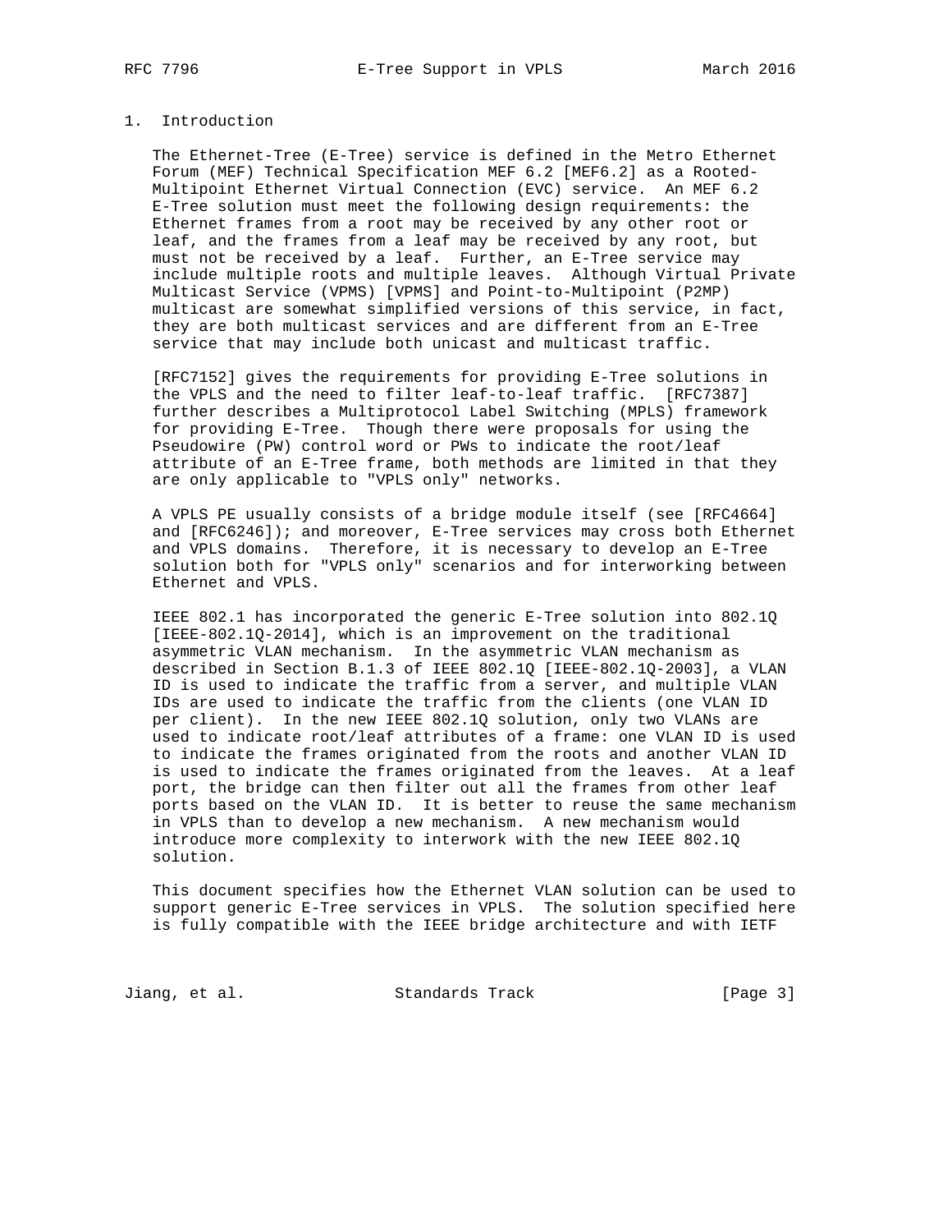# 1. Introduction

The Ethernet-Tree (E-Tree) service is defined in the Metro Ethernet Forum (MEF) Technical Specification MEF 6.2 [MEF6.2] as a Rooted-Multipoint Ethernet Virtual Connection (EVC) service. An MEF 6.2 E-Tree solution must meet the following design requirements: the Ethernet frames from a root may be received by any other root or leaf, and the frames from a leaf may be received by any root, but must not be received by a leaf. Further, an E-Tree service may include multiple roots and multiple leaves. Although Virtual Private Multicast Service (VPMS) [VPMS] and Point-to-Multipoint (P2MP) multicast are somewhat simplified versions of this service, in fact, they are both multicast services and are different from an E-Tree service that may include both unicast and multicast traffic.

[RFC7152] gives the requirements for providing E-Tree solutions in the VPLS and the need to filter leaf-to-leaf traffic. [RFC7387] further describes a Multiprotocol Label Switching (MPLS) framework for providing E-Tree. Though there were proposals for using the Pseudowire (PW) control word or PWs to indicate the root/leaf attribute of an E-Tree frame, both methods are limited in that they are only applicable to "VPLS only" networks.

A VPLS PE usually consists of a bridge module itself (see [RFC4664] and [RFC6246]); and moreover, E-Tree services may cross both Ethernet and VPLS domains. Therefore, it is necessary to develop an E-Tree solution both for "VPLS only" scenarios and for interworking between Ethernet and VPLS.

IEEE 802.1 has incorporated the generic E-Tree solution into 802.1Q [IEEE-802.1Q-2014], which is an improvement on the traditional asymmetric VLAN mechanism. In the asymmetric VLAN mechanism as described in Section B.1.3 of IEEE 802.1Q [IEEE-802.1Q-2003], a VLAN ID is used to indicate the traffic from a server, and multiple VLAN IDs are used to indicate the traffic from the clients (one VLAN ID per client). In the new IEEE 802.1Q solution, only two VLANs are used to indicate root/leaf attributes of a frame: one VLAN ID is used to indicate the frames originated from the roots and another VLAN ID is used to indicate the frames originated from the leaves. At a leaf port, the bridge can then filter out all the frames from other leaf ports based on the VLAN ID. It is better to reuse the same mechanism in VPLS than to develop a new mechanism. A new mechanism would introduce more complexity to interwork with the new IEEE 802.1Q solution.

This document specifies how the Ethernet VLAN solution can be used to support generic E-Tree services in VPLS. The solution specified here is fully compatible with the IEEE bridge architecture and with IETF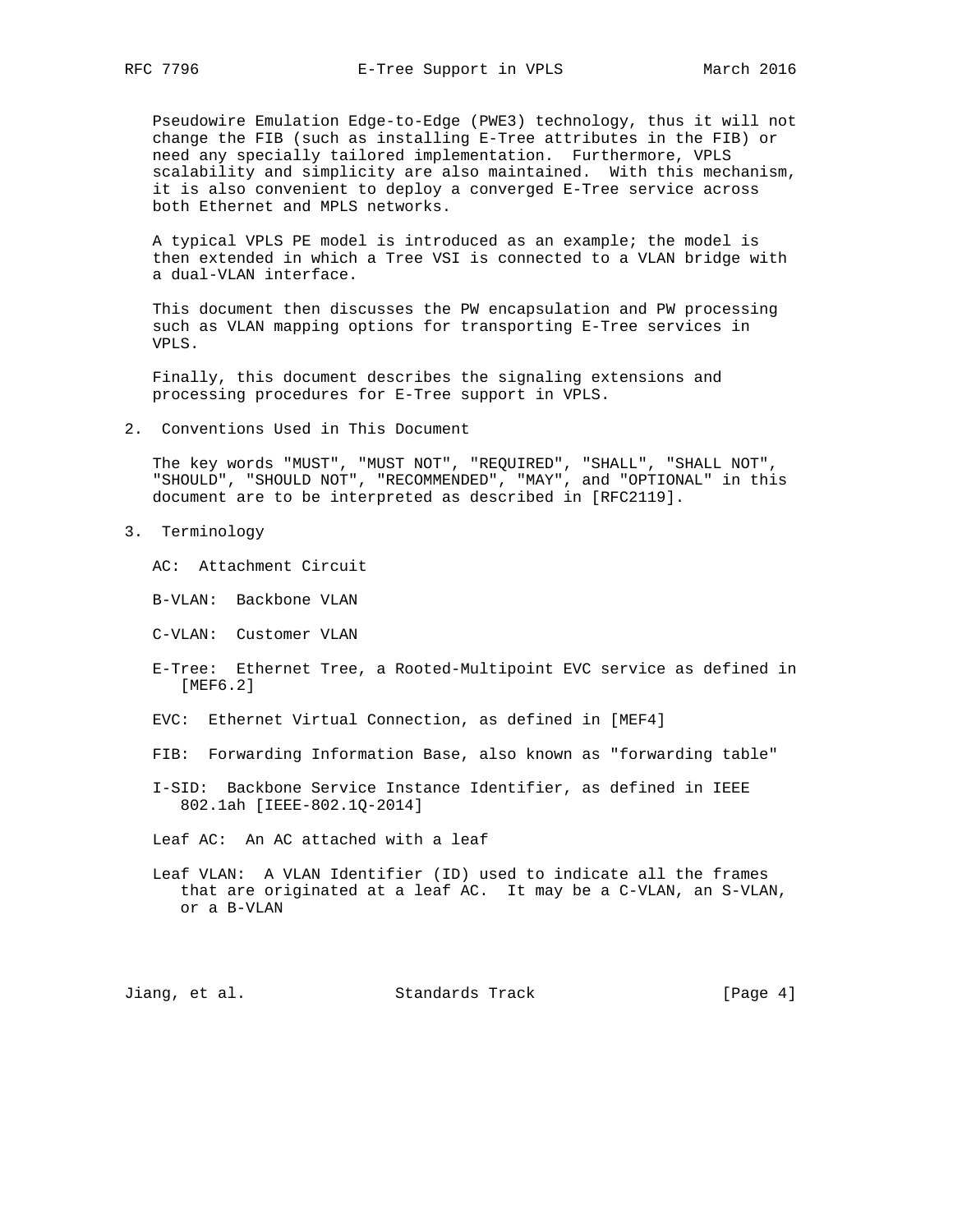Pseudowire Emulation Edge-to-Edge (PWE3) technology, thus it will not change the FIB (such as installing E-Tree attributes in the FIB) or need any specially tailored implementation. Furthermore, VPLS scalability and simplicity are also maintained. With this mechanism, it is also convenient to deploy a converged E-Tree service across both Ethernet and MPLS networks.

A typical VPLS PE model is introduced as an example; the model is then extended in which a Tree VSI is connected to a VLAN bridge with a dual-VLAN interface.

This document then discusses the PW encapsulation and PW processing such as VLAN mapping options for transporting E-Tree services in VPLS.

Finally, this document describes the signaling extensions and processing procedures for E-Tree support in VPLS.

## 2. Conventions Used in This Document

The key words "MUST", "MUST NOT", "REQUIRED", "SHALL", "SHALL NOT", "SHOULD", "SHOULD NOT", "RECOMMENDED", "MAY", and "OPTIONAL" in this document are to be interpreted as described in [RFC2119].

## 3. Terminology

AC: Attachment Circuit

B-VLAN: Backbone VLAN

C-VLAN: Customer VLAN

E-Tree: Ethernet Tree, a Rooted-Multipoint EVC service as defined in [MEF6.2]

EVC: Ethernet Virtual Connection, as defined in [MEF4]

FIB: Forwarding Information Base, also known as "forwarding table"

I-SID: Backbone Service Instance Identifier, as defined in IEEE 802.1ah [IEEE-802.1Q-2014]

Leaf AC: An AC attached with a leaf

Leaf VLAN: A VLAN Identifier (ID) used to indicate all the frames that are originated at a leaf AC. It may be a C-VLAN, an S-VLAN, or a B-VLAN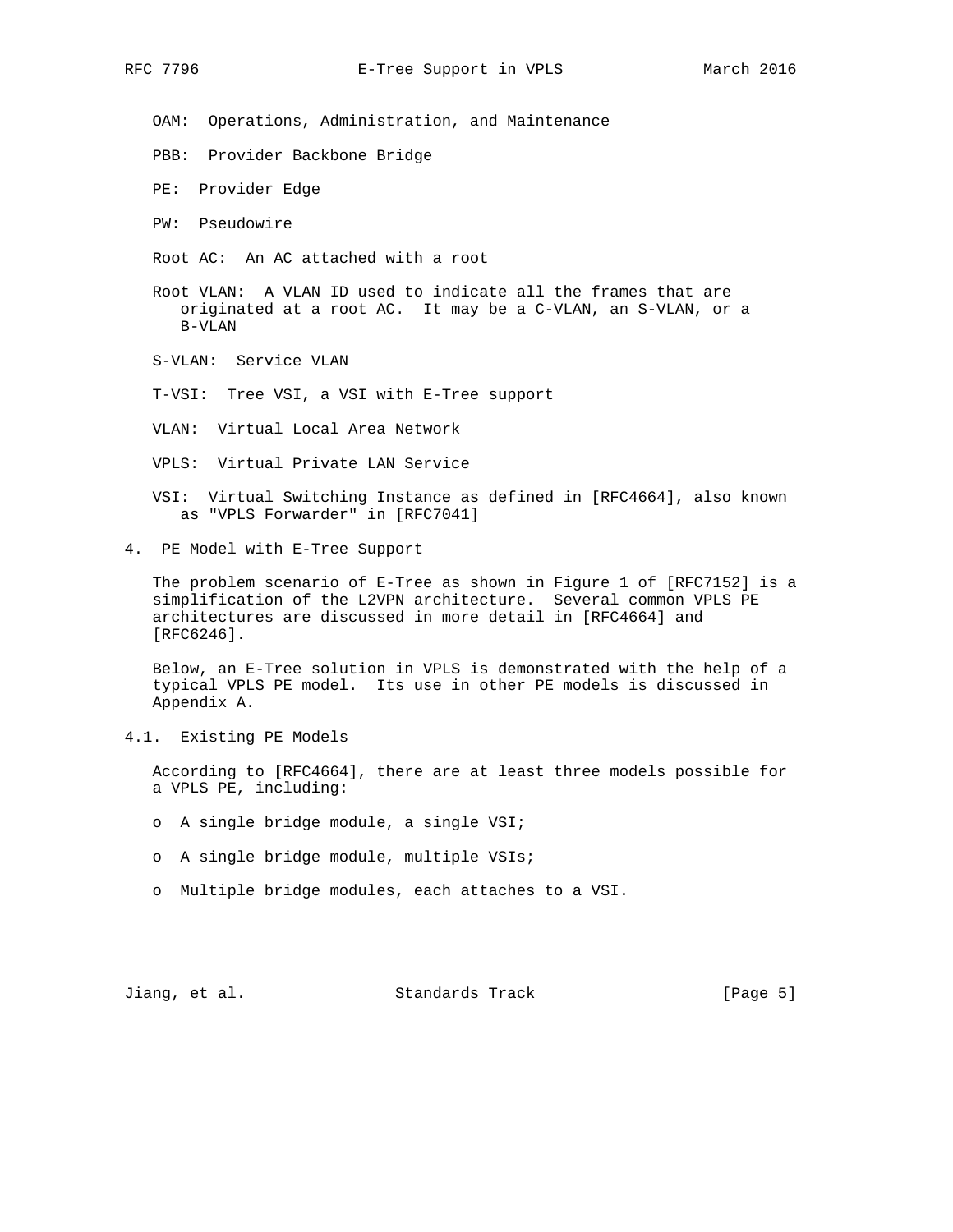OAM: Operations, Administration, and Maintenance

PBB: Provider Backbone Bridge

PE: Provider Edge

PW: Pseudowire

Root AC: An AC attached with a root

Root VLAN: A VLAN ID used to indicate all the frames that are originated at a root AC. It may be a C-VLAN, an S-VLAN, or a B-VLAN

S-VLAN: Service VLAN

T-VSI: Tree VSI, a VSI with E-Tree support

VLAN: Virtual Local Area Network

VPLS: Virtual Private LAN Service

VSI: Virtual Switching Instance as defined in [RFC4664], also known as "VPLS Forwarder" in [RFC7041]

## 4. PE Model with E-Tree Support

The problem scenario of E-Tree as shown in Figure 1 of [RFC7152] is a simplification of the L2VPN architecture. Several common VPLS PE architectures are discussed in more detail in [RFC4664] and [RFC6246].

Below, an E-Tree solution in VPLS is demonstrated with the help of a typical VPLS PE model. Its use in other PE models is discussed in Appendix A.

### 4.1. Existing PE Models

According to [RFC4664], there are at least three models possible for a VPLS PE, including:

- A single bridge module, a single VSI;
- A single bridge module, multiple VSIs;
- Multiple bridge modules, each attaches to a VSI.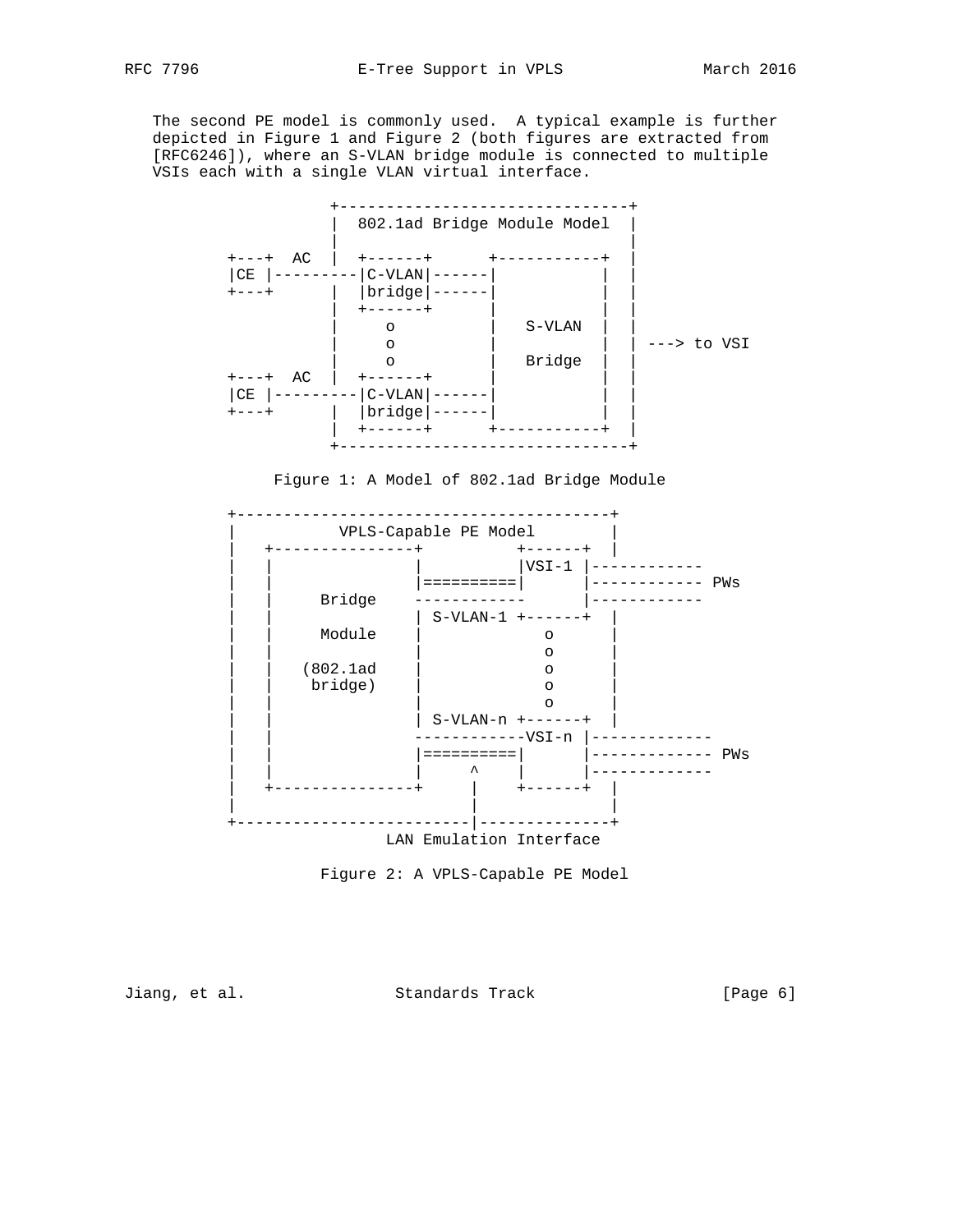The second PE model is commonly used. A typical example is further depicted in Figure 1 and Figure 2 (both figures are extracted from [RFC6246]), where an S-VLAN bridge module is connected to multiple VSIs each with a single VLAN virtual interface.

```
             +-------------------------------+
             |  802.1ad Bridge Module Model  |
             |                               |
+---+  AC    |  +------+      +-----------+  |
|CE |---------|C-VLAN|------|           |  |
+---+        |  |bridge|------|           |  |
             |  +------+      |           |  |
             |     o          |   S-VLAN  |  |
             |     o          |           |  | ---> to VSI
             |     o          |   Bridge  |  |
+---+  AC    |  +------+      |           |  |
|CE |---------|C-VLAN|------|           |  |
+---+        |  |bridge|------|           |  |
             |  +------+      +-----------+  |
             +-------------------------------+
```

Figure 1: A Model of 802.1ad Bridge Module

```
+----------------------------------------+
|          VPLS-Capable PE Model         |
|   +---------------+         +------+   |
|   |               |         |VSI-1 |------------
|   |               |==========|      |------------ PWs
|   |     Bridge    ------------      |------------
|   |               | S-VLAN-1 +------+  |
|   |     Module    |            o       |
|   |               |            o       |
|   |    (802.1ad   |            o       |
|   |     bridge)   |            o       |
|   |               |            o       |
|   |               | S-VLAN-n +------+  |
|   |               ------------VSI-n |-------------
|   |               |==========|      |------------- PWs
|   |               |    ^     |      |-------------
|   +---------------+    |     +------+  |
|                        |               |
+------------------------|---------------+
                 LAN Emulation Interface
```

Figure 2: A VPLS-Capable PE Model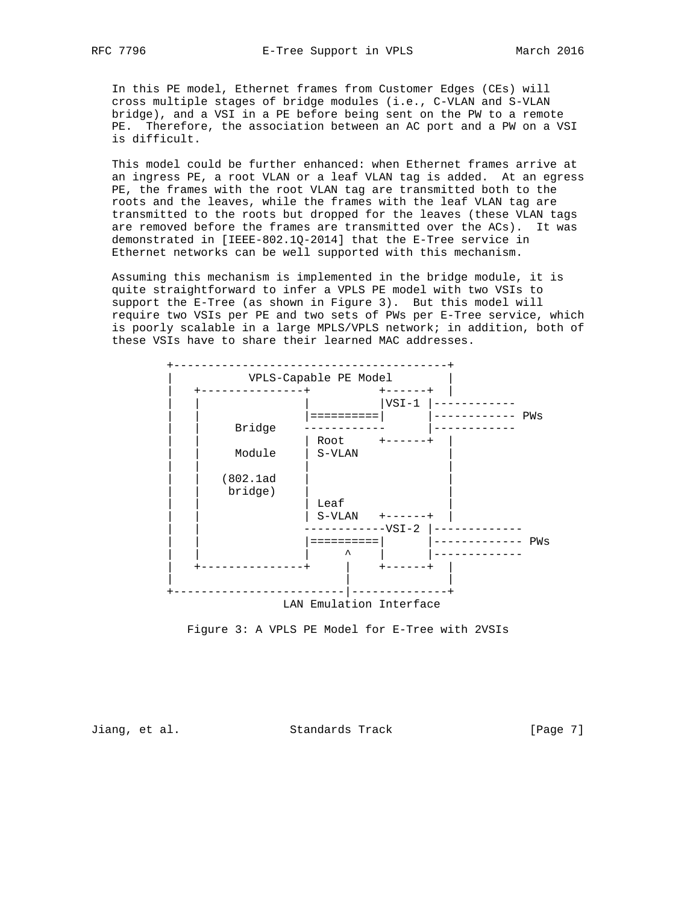In this PE model, Ethernet frames from Customer Edges (CEs) will cross multiple stages of bridge modules (i.e., C-VLAN and S-VLAN bridge), and a VSI in a PE before being sent on the PW to a remote PE. Therefore, the association between an AC port and a PW on a VSI is difficult.

This model could be further enhanced: when Ethernet frames arrive at an ingress PE, a root VLAN or a leaf VLAN tag is added. At an egress PE, the frames with the root VLAN tag are transmitted both to the roots and the leaves, while the frames with the leaf VLAN tag are transmitted to the roots but dropped for the leaves (these VLAN tags are removed before the frames are transmitted over the ACs). It was demonstrated in [IEEE-802.1Q-2014] that the E-Tree service in Ethernet networks can be well supported with this mechanism.

Assuming this mechanism is implemented in the bridge module, it is quite straightforward to infer a VPLS PE model with two VSIs to support the E-Tree (as shown in Figure 3). But this model will require two VSIs per PE and two sets of PWs per E-Tree service, which is poorly scalable in a large MPLS/VPLS network; in addition, both of these VSIs have to share their learned MAC addresses.

```
   +----------------------------------------+
   |           VPLS-Capable PE Model        |
   |   +---------------+          +------+  |
   |   |               |          |VSI-1 |------------
   |   |               |==========|      |------------ PWs
   |   |     Bridge    ------------      |------------
   |   |               | Root     +------+  |
   |   |     Module    | S-VLAN             |
   |   |               |                    |
   |   |    (802.1ad   |                    |
   |   |     bridge)   |                    |
   |   |               | Leaf               |
   |   |               | S-VLAN   +------+  |
   |   |               ------------VSI-2 |-------------
   |   |               |==========|      |------------- PWs
   |   |               |     ^    |      |-------------
   |   +---------------+     |    +------+  |
   |                         |              |
   +-------------------------|--------------+
                   LAN Emulation Interface
```

Figure 3: A VPLS PE Model for E-Tree with 2VSIs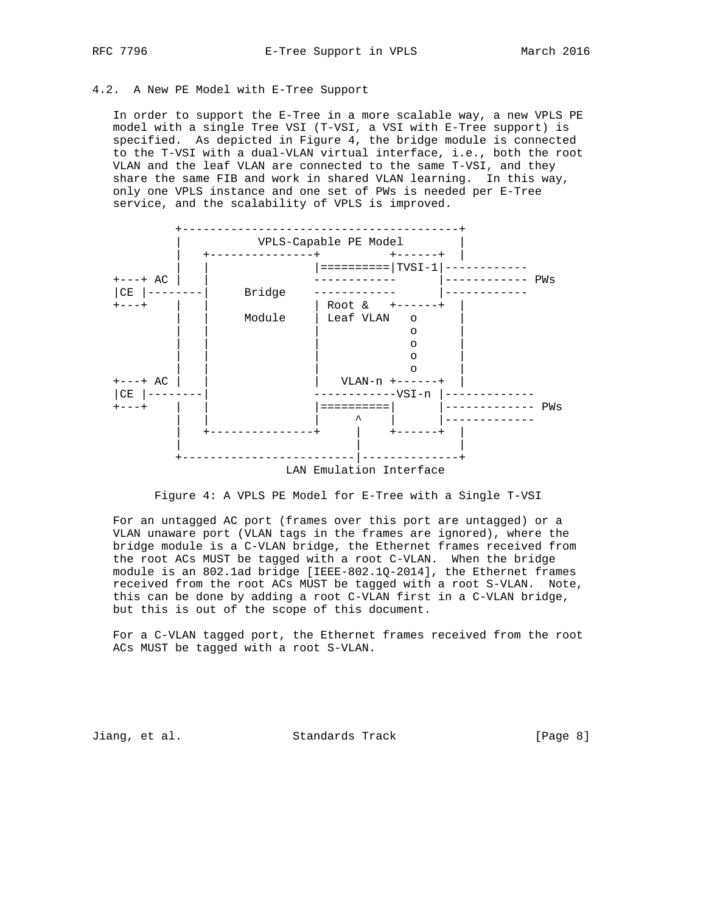### 4.2. A New PE Model with E-Tree Support

In order to support the E-Tree in a more scalable way, a new VPLS PE model with a single Tree VSI (T-VSI, a VSI with E-Tree support) is specified. As depicted in Figure 4, the bridge module is connected to the T-VSI with a dual-VLAN virtual interface, i.e., both the root VLAN and the leaf VLAN are connected to the same T-VSI, and they share the same FIB and work in shared VLAN learning. In this way, only one VPLS instance and one set of PWs is needed per E-Tree service, and the scalability of VPLS is improved.

```
          +----------------------------------------+
          |          VPLS-Capable PE Model          |
          |   +---------------+         +------+  |
          |   |               |==========|TVSI-1|------------
+---+ AC  |   |               ------------      |------------ PWs
|CE |--------|     Bridge     ------------      |------------
+---+     |   |               | Root &   +------+  |
          |   |     Module    | Leaf VLAN   o      |
          |   |               |             o      |
          |   |               |             o      |
          |   |               |             o      |
          |   |               |             o      |
+---+ AC  |   |               |   VLAN-n +------+  |
|CE |--------|               ------------VSI-n |-------------
+---+     |   |               |=========|      |------------- PWs
          |   |               |     ^    |      |-------------
          |   +---------------+     |    +------+  |
          |                         |              |
          +-------------------------|--------------+
                           LAN Emulation Interface
```

Figure 4: A VPLS PE Model for E-Tree with a Single T-VSI

For an untagged AC port (frames over this port are untagged) or a VLAN unaware port (VLAN tags in the frames are ignored), where the bridge module is a C-VLAN bridge, the Ethernet frames received from the root ACs MUST be tagged with a root C-VLAN. When the bridge module is an 802.1ad bridge [IEEE-802.1Q-2014], the Ethernet frames received from the root ACs MUST be tagged with a root S-VLAN. Note, this can be done by adding a root C-VLAN first in a C-VLAN bridge, but this is out of the scope of this document.

For a C-VLAN tagged port, the Ethernet frames received from the root ACs MUST be tagged with a root S-VLAN.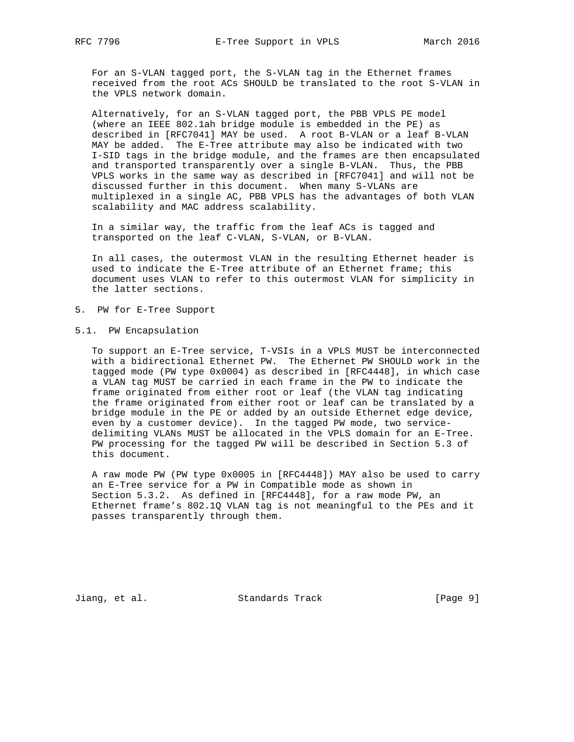For an S-VLAN tagged port, the S-VLAN tag in the Ethernet frames received from the root ACs SHOULD be translated to the root S-VLAN in the VPLS network domain.

Alternatively, for an S-VLAN tagged port, the PBB VPLS PE model (where an IEEE 802.1ah bridge module is embedded in the PE) as described in [RFC7041] MAY be used. A root B-VLAN or a leaf B-VLAN MAY be added. The E-Tree attribute may also be indicated with two I-SID tags in the bridge module, and the frames are then encapsulated and transported transparently over a single B-VLAN. Thus, the PBB VPLS works in the same way as described in [RFC7041] and will not be discussed further in this document. When many S-VLANs are multiplexed in a single AC, PBB VPLS has the advantages of both VLAN scalability and MAC address scalability.

In a similar way, the traffic from the leaf ACs is tagged and transported on the leaf C-VLAN, S-VLAN, or B-VLAN.

In all cases, the outermost VLAN in the resulting Ethernet header is used to indicate the E-Tree attribute of an Ethernet frame; this document uses VLAN to refer to this outermost VLAN for simplicity in the latter sections.

## 5. PW for E-Tree Support

### 5.1. PW Encapsulation

To support an E-Tree service, T-VSIs in a VPLS MUST be interconnected with a bidirectional Ethernet PW. The Ethernet PW SHOULD work in the tagged mode (PW type 0x0004) as described in [RFC4448], in which case a VLAN tag MUST be carried in each frame in the PW to indicate the frame originated from either root or leaf (the VLAN tag indicating the frame originated from either root or leaf can be translated by a bridge module in the PE or added by an outside Ethernet edge device, even by a customer device). In the tagged PW mode, two service-delimiting VLANs MUST be allocated in the VPLS domain for an E-Tree. PW processing for the tagged PW will be described in Section 5.3 of this document.

A raw mode PW (PW type 0x0005 in [RFC4448]) MAY also be used to carry an E-Tree service for a PW in Compatible mode as shown in Section 5.3.2. As defined in [RFC4448], for a raw mode PW, an Ethernet frame's 802.1Q VLAN tag is not meaningful to the PEs and it passes transparently through them.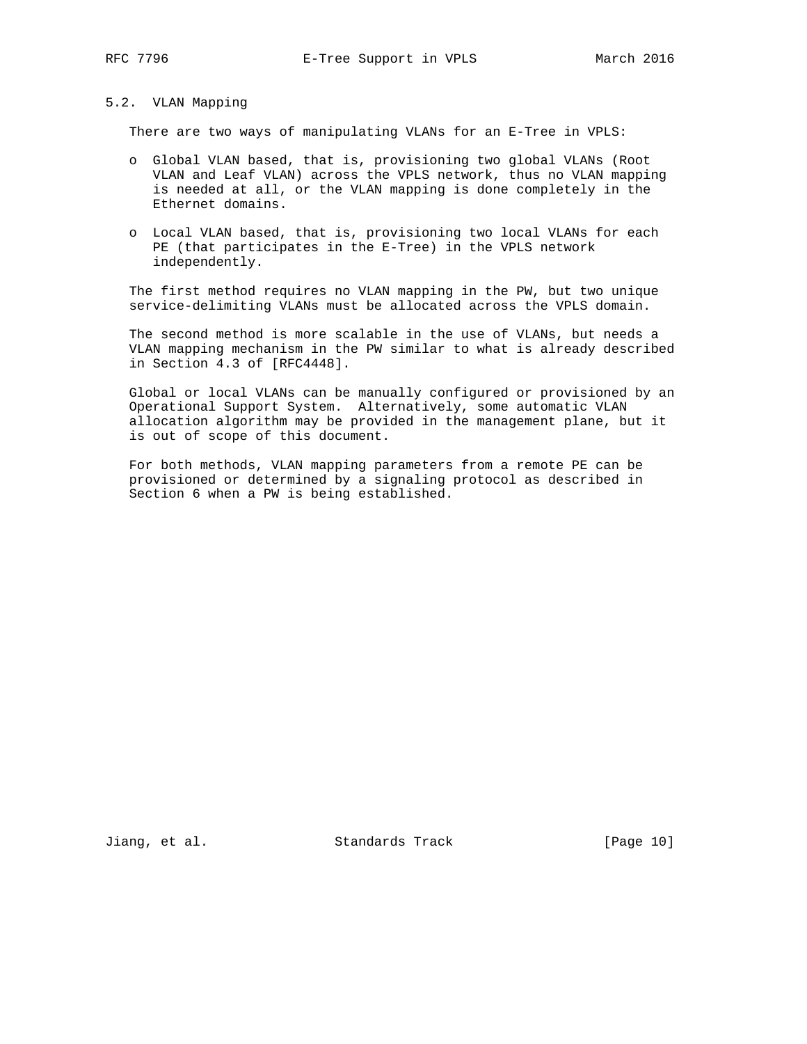## 5.2. VLAN Mapping

There are two ways of manipulating VLANs for an E-Tree in VPLS:

- Global VLAN based, that is, provisioning two global VLANs (Root VLAN and Leaf VLAN) across the VPLS network, thus no VLAN mapping is needed at all, or the VLAN mapping is done completely in the Ethernet domains.

- Local VLAN based, that is, provisioning two local VLANs for each PE (that participates in the E-Tree) in the VPLS network independently.

The first method requires no VLAN mapping in the PW, but two unique service-delimiting VLANs must be allocated across the VPLS domain.

The second method is more scalable in the use of VLANs, but needs a VLAN mapping mechanism in the PW similar to what is already described in Section 4.3 of [RFC4448].

Global or local VLANs can be manually configured or provisioned by an Operational Support System. Alternatively, some automatic VLAN allocation algorithm may be provided in the management plane, but it is out of scope of this document.

For both methods, VLAN mapping parameters from a remote PE can be provisioned or determined by a signaling protocol as described in Section 6 when a PW is being established.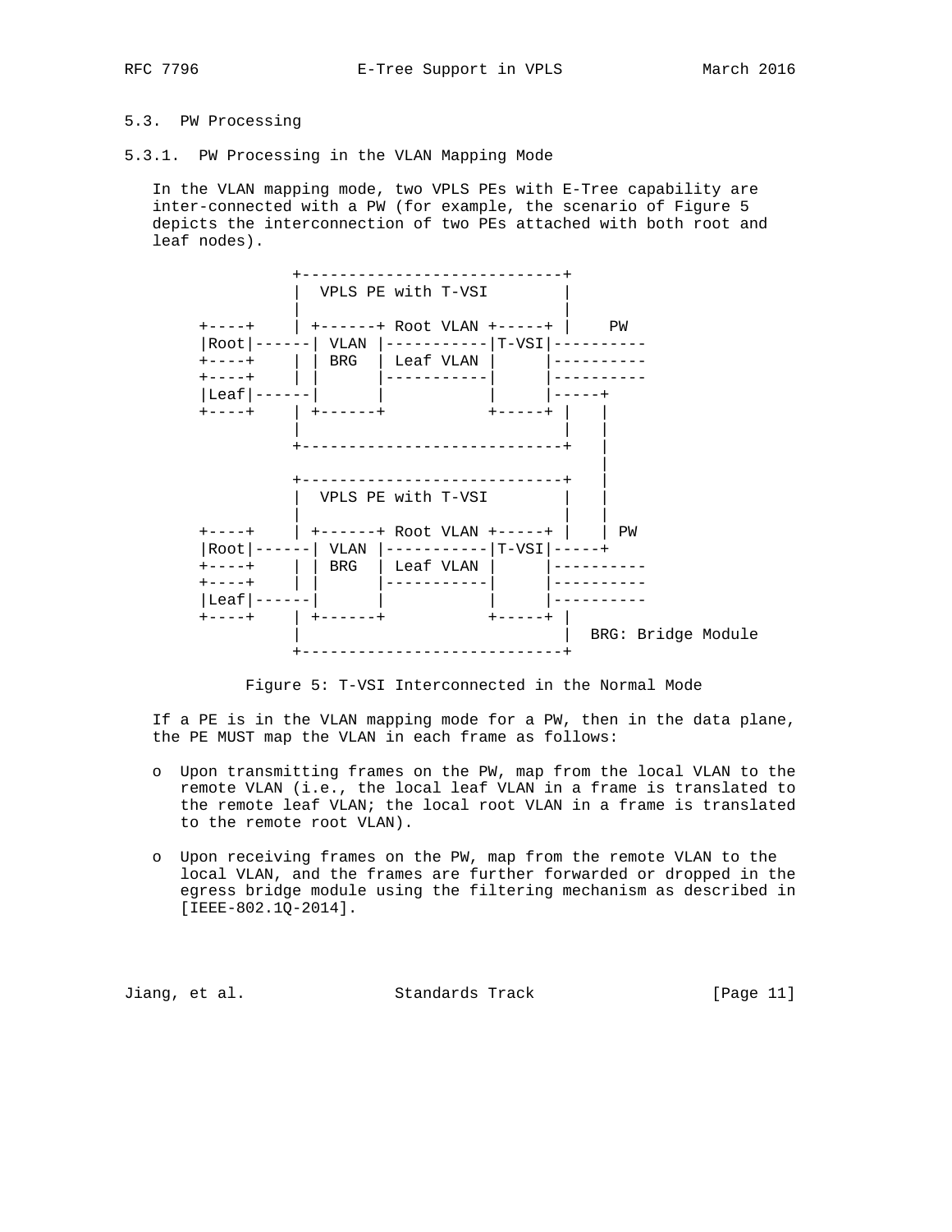### 5.3. PW Processing

#### 5.3.1. PW Processing in the VLAN Mapping Mode

In the VLAN mapping mode, two VPLS PEs with E-Tree capability are inter-connected with a PW (for example, the scenario of Figure 5 depicts the interconnection of two PEs attached with both root and leaf nodes).

```
              +----------------------------+
              |  VPLS PE with T-VSI        |
              |                            |
    +----+    | +------+ Root VLAN +-----+ |    PW
    |Root|------| VLAN |-----------|T-VSI|----------
    +----+    | | BRG  | Leaf VLAN |     |----------
    +----+    | |      |-----------|     |----------
    |Leaf|------|      |           |     |-----+
    +----+    | +------+           +-----+ |   |
              |                            |   |
              +----------------------------+   |
                                               |
              +----------------------------+   |
              |  VPLS PE with T-VSI        |   |
              |                            |   |
    +----+    | +------+ Root VLAN +-----+ |   | PW
    |Root|------| VLAN |-----------|T-VSI|-----+
    +----+    | | BRG  | Leaf VLAN |     |----------
    +----+    | |      |-----------|     |----------
    |Leaf|------|      |           |     |----------
    +----+    | +------+           +-----+ |
              |                            |  BRG: Bridge Module
              +----------------------------+
```

Figure 5: T-VSI Interconnected in the Normal Mode

If a PE is in the VLAN mapping mode for a PW, then in the data plane, the PE MUST map the VLAN in each frame as follows:

- o Upon transmitting frames on the PW, map from the local VLAN to the remote VLAN (i.e., the local leaf VLAN in a frame is translated to the remote leaf VLAN; the local root VLAN in a frame is translated to the remote root VLAN).

- o Upon receiving frames on the PW, map from the remote VLAN to the local VLAN, and the frames are further forwarded or dropped in the egress bridge module using the filtering mechanism as described in [IEEE-802.1Q-2014].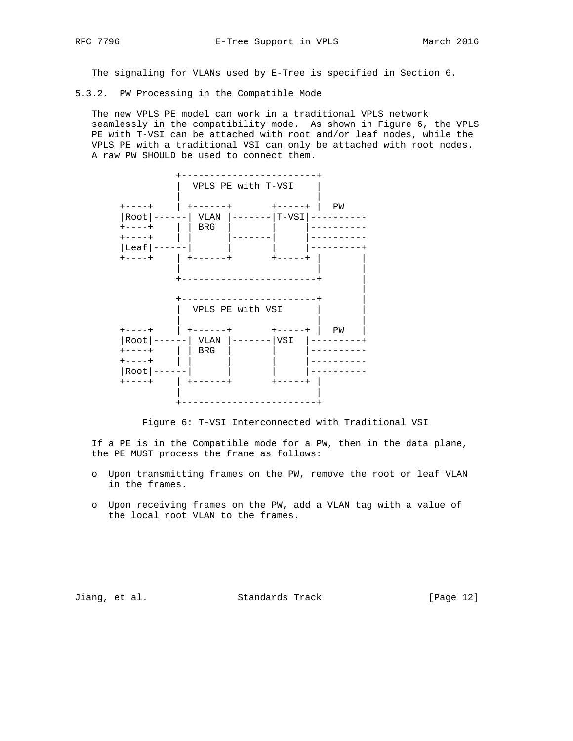The signaling for VLANs used by E-Tree is specified in Section 6.

### 5.3.2. PW Processing in the Compatible Mode

The new VPLS PE model can work in a traditional VPLS network seamlessly in the compatibility mode. As shown in Figure 6, the VPLS PE with T-VSI can be attached with root and/or leaf nodes, while the VPLS PE with a traditional VSI can only be attached with root nodes. A raw PW SHOULD be used to connect them.

```
               +------------------------+
               |  VPLS PE with T-VSI    |
               |                        |
    +----+     | +------+       +-----+ |  PW
    |Root|------| VLAN |-------|T-VSI|----------
    +----+     | | BRG  |       |     |----------
    +----+     | |      |-------|     |----------
    |Leaf|------|      |       |     |---------+
    +----+     | +------+       +-----+ |        |
               |                        |        |
               +------------------------+        |
                                                 |
               +------------------------+        |
               |  VPLS PE with VSI      |        |
               |                        |        |
    +----+     | +------+       +-----+ |  PW    |
    |Root|------| VLAN |-------|VSI  |---------+
    +----+     | | BRG  |       |     |----------
    +----+     | |      |       |     |----------
    |Root|------|      |       |     |----------
    +----+     | +------+       +-----+ |
               |                        |
               +------------------------+
```

Figure 6: T-VSI Interconnected with Traditional VSI

If a PE is in the Compatible mode for a PW, then in the data plane, the PE MUST process the frame as follows:

- Upon transmitting frames on the PW, remove the root or leaf VLAN in the frames.
- Upon receiving frames on the PW, add a VLAN tag with a value of the local root VLAN to the frames.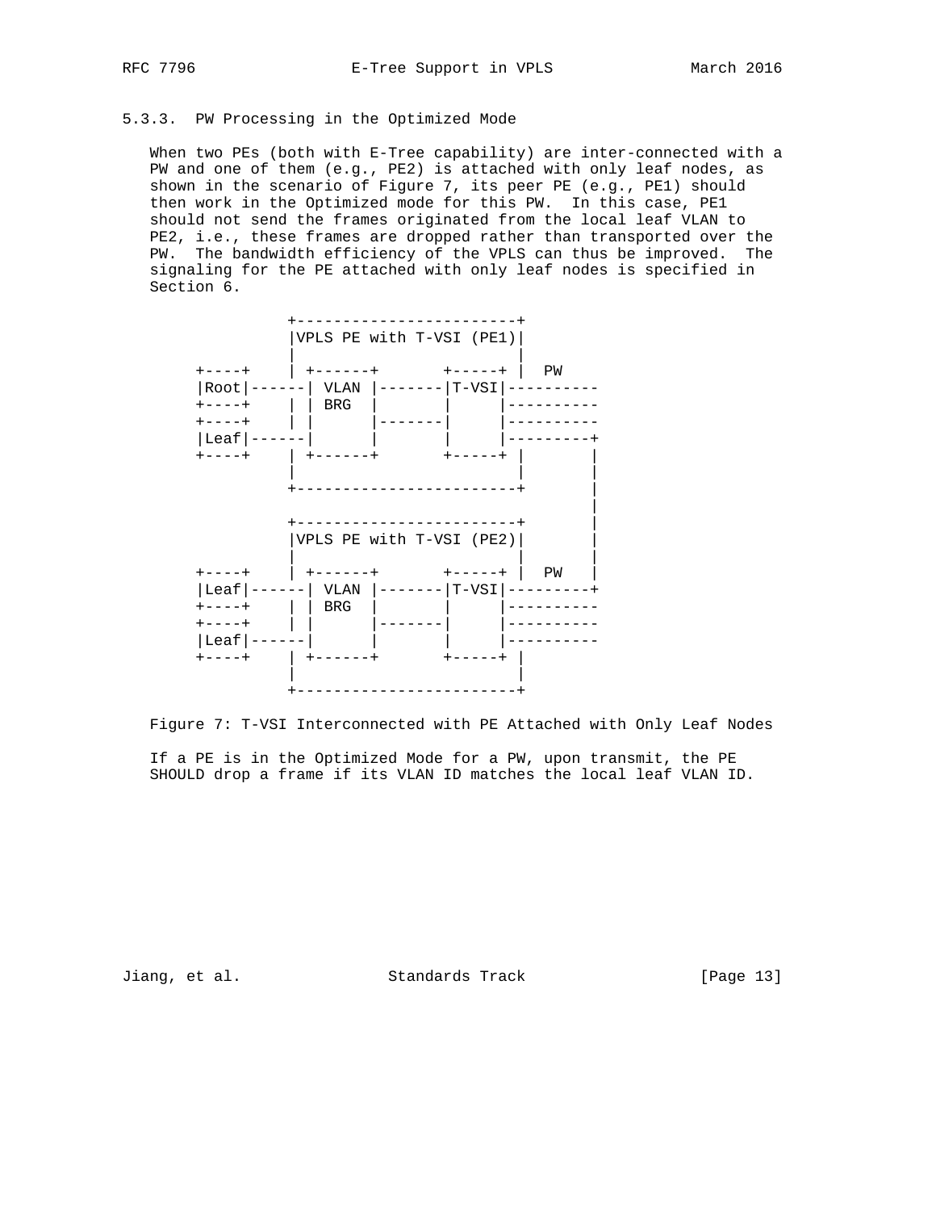### 5.3.3. PW Processing in the Optimized Mode

When two PEs (both with E-Tree capability) are inter-connected with a PW and one of them (e.g., PE2) is attached with only leaf nodes, as shown in the scenario of Figure 7, its peer PE (e.g., PE1) should then work in the Optimized mode for this PW. In this case, PE1 should not send the frames originated from the local leaf VLAN to PE2, i.e., these frames are dropped rather than transported over the PW. The bandwidth efficiency of the VPLS can thus be improved. The signaling for the PE attached with only leaf nodes is specified in Section 6.

```
              +------------------------+
              |VPLS PE with T-VSI (PE1)|
              |                        |
  +----+      | +------+       +-----+ |  PW
  |Root|------| VLAN |-------|T-VSI|----------
  +----+      | | BRG  |       |     |----------
  +----+      | |      |-------|     |----------
  |Leaf|------|      |       |     |---------+
  +----+      | +------+       +-----+ |       |
              |                        |       |
              +------------------------+       |
                                               |
              +------------------------+       |
              |VPLS PE with T-VSI (PE2)|       |
              |                        |       |
  +----+      | +------+       +-----+ |  PW   |
  |Leaf|------| VLAN |-------|T-VSI|---------+
  +----+      | | BRG  |       |     |----------
  +----+      | |      |-------|     |----------
  |Leaf|------|      |       |     |----------
  +----+      | +------+       +-----+ |
              |                        |
              +------------------------+
```

Figure 7: T-VSI Interconnected with PE Attached with Only Leaf Nodes

If a PE is in the Optimized Mode for a PW, upon transmit, the PE SHOULD drop a frame if its VLAN ID matches the local leaf VLAN ID.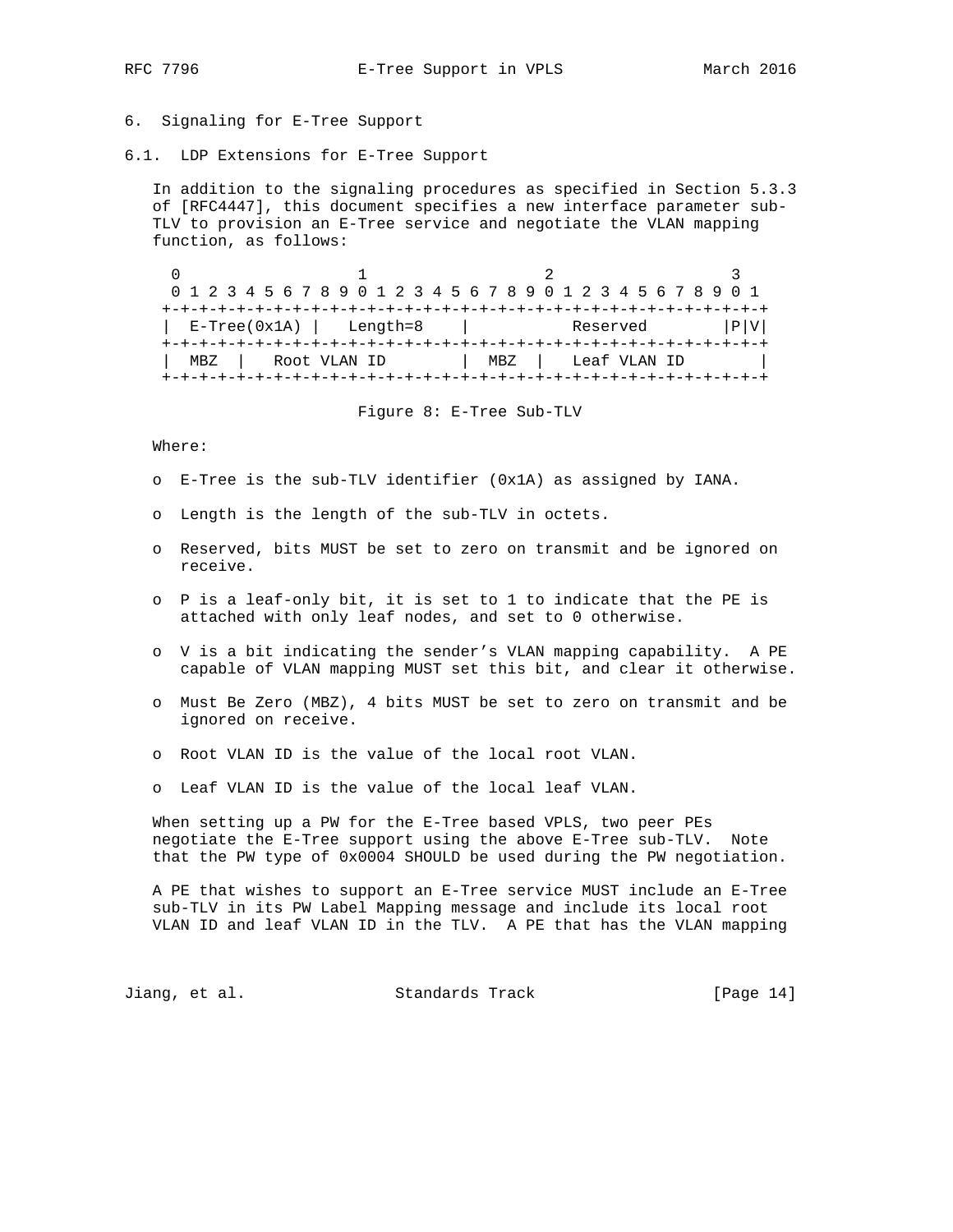## 6. Signaling for E-Tree Support

### 6.1. LDP Extensions for E-Tree Support

In addition to the signaling procedures as specified in Section 5.3.3 of [RFC4447], this document specifies a new interface parameter sub-TLV to provision an E-Tree service and negotiate the VLAN mapping function, as follows:

```
 0                   1                   2                   3
 0 1 2 3 4 5 6 7 8 9 0 1 2 3 4 5 6 7 8 9 0 1 2 3 4 5 6 7 8 9 0 1
+-+-+-+-+-+-+-+-+-+-+-+-+-+-+-+-+-+-+-+-+-+-+-+-+-+-+-+-+-+-+-+-+
|  E-Tree(0x1A) |   Length=8    |          Reserved         |P|V|
+-+-+-+-+-+-+-+-+-+-+-+-+-+-+-+-+-+-+-+-+-+-+-+-+-+-+-+-+-+-+-+-+
|  MBZ  |   Root VLAN ID        |  MBZ  |   Leaf VLAN ID        |
+-+-+-+-+-+-+-+-+-+-+-+-+-+-+-+-+-+-+-+-+-+-+-+-+-+-+-+-+-+-+-+-+
```

Figure 8: E-Tree Sub-TLV

Where:

- E-Tree is the sub-TLV identifier (0x1A) as assigned by IANA.
- Length is the length of the sub-TLV in octets.
- Reserved, bits MUST be set to zero on transmit and be ignored on receive.
- P is a leaf-only bit, it is set to 1 to indicate that the PE is attached with only leaf nodes, and set to 0 otherwise.
- V is a bit indicating the sender's VLAN mapping capability. A PE capable of VLAN mapping MUST set this bit, and clear it otherwise.
- Must Be Zero (MBZ), 4 bits MUST be set to zero on transmit and be ignored on receive.
- Root VLAN ID is the value of the local root VLAN.
- Leaf VLAN ID is the value of the local leaf VLAN.

When setting up a PW for the E-Tree based VPLS, two peer PEs negotiate the E-Tree support using the above E-Tree sub-TLV. Note that the PW type of 0x0004 SHOULD be used during the PW negotiation.

A PE that wishes to support an E-Tree service MUST include an E-Tree sub-TLV in its PW Label Mapping message and include its local root VLAN ID and leaf VLAN ID in the TLV. A PE that has the VLAN mapping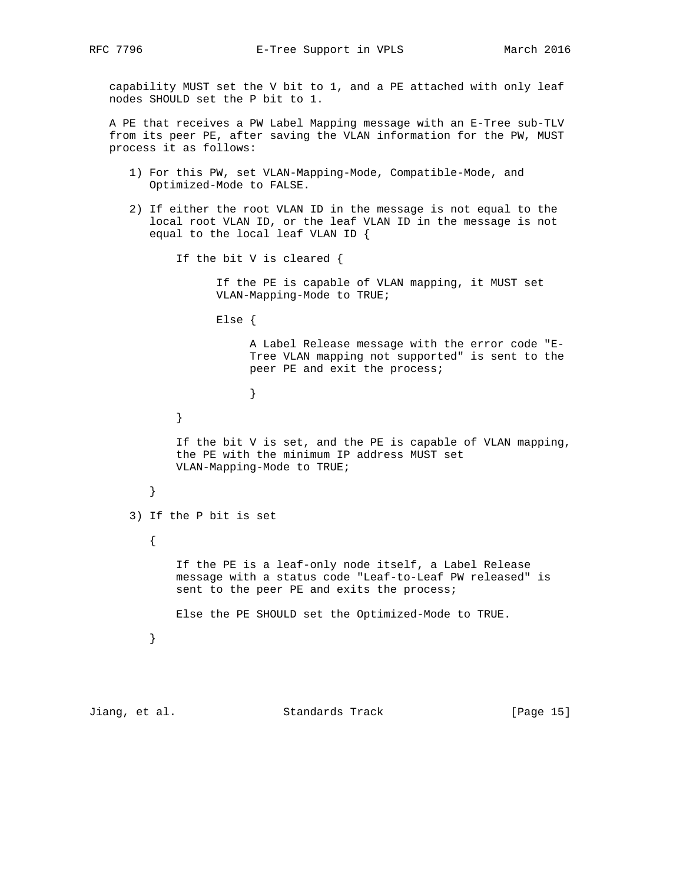capability MUST set the V bit to 1, and a PE attached with only leaf nodes SHOULD set the P bit to 1.

A PE that receives a PW Label Mapping message with an E-Tree sub-TLV from its peer PE, after saving the VLAN information for the PW, MUST process it as follows:

```
   1) For this PW, set VLAN-Mapping-Mode, Compatible-Mode, and
      Optimized-Mode to FALSE.

   2) If either the root VLAN ID in the message is not equal to the
      local root VLAN ID, or the leaf VLAN ID in the message is not
      equal to the local leaf VLAN ID {

          If the bit V is cleared {

                If the PE is capable of VLAN mapping, it MUST set
                VLAN-Mapping-Mode to TRUE;

                Else {

                     A Label Release message with the error code "E-
                     Tree VLAN mapping not supported" is sent to the
                     peer PE and exit the process;

                     }

          }

          If the bit V is set, and the PE is capable of VLAN mapping,
          the PE with the minimum IP address MUST set
          VLAN-Mapping-Mode to TRUE;

      }

   3) If the P bit is set

      {

          If the PE is a leaf-only node itself, a Label Release
          message with a status code "Leaf-to-Leaf PW released" is
          sent to the peer PE and exits the process;

          Else the PE SHOULD set the Optimized-Mode to TRUE.

      }
```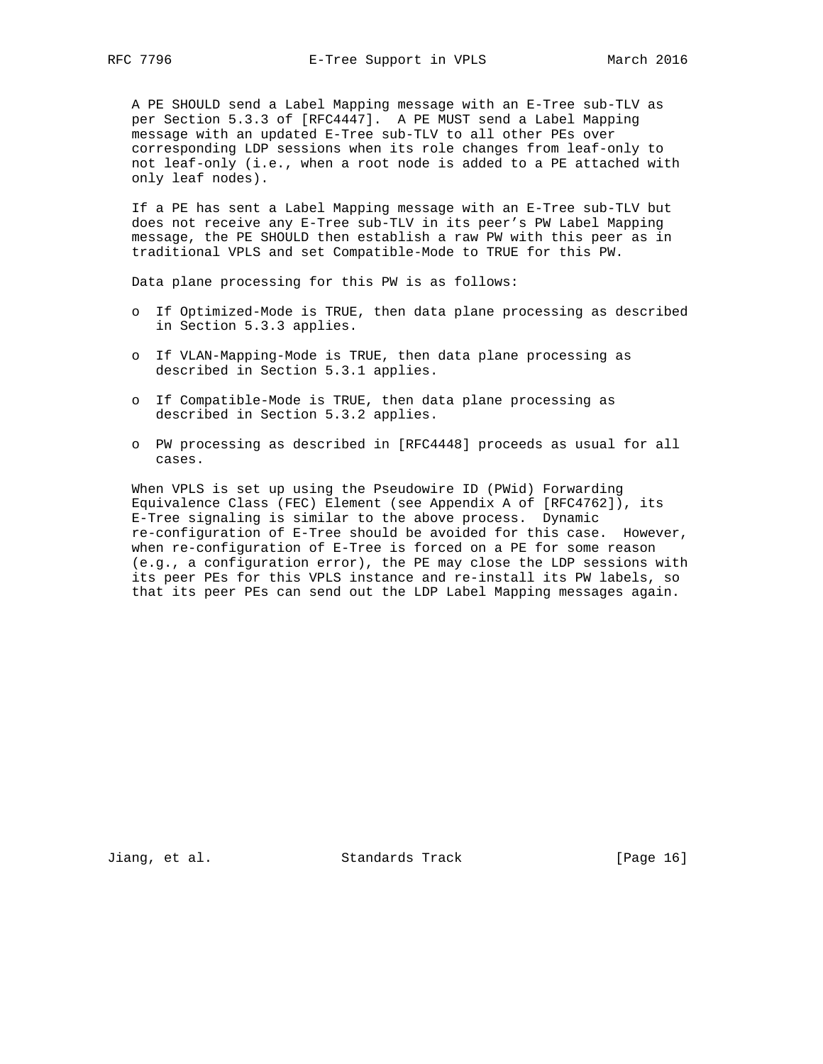A PE SHOULD send a Label Mapping message with an E-Tree sub-TLV as per Section 5.3.3 of [RFC4447]. A PE MUST send a Label Mapping message with an updated E-Tree sub-TLV to all other PEs over corresponding LDP sessions when its role changes from leaf-only to not leaf-only (i.e., when a root node is added to a PE attached with only leaf nodes).

If a PE has sent a Label Mapping message with an E-Tree sub-TLV but does not receive any E-Tree sub-TLV in its peer's PW Label Mapping message, the PE SHOULD then establish a raw PW with this peer as in traditional VPLS and set Compatible-Mode to TRUE for this PW.

Data plane processing for this PW is as follows:

- If Optimized-Mode is TRUE, then data plane processing as described in Section 5.3.3 applies.
- If VLAN-Mapping-Mode is TRUE, then data plane processing as described in Section 5.3.1 applies.
- If Compatible-Mode is TRUE, then data plane processing as described in Section 5.3.2 applies.
- PW processing as described in [RFC4448] proceeds as usual for all cases.

When VPLS is set up using the Pseudowire ID (PWid) Forwarding Equivalence Class (FEC) Element (see Appendix A of [RFC4762]), its E-Tree signaling is similar to the above process. Dynamic re-configuration of E-Tree should be avoided for this case. However, when re-configuration of E-Tree is forced on a PE for some reason (e.g., a configuration error), the PE may close the LDP sessions with its peer PEs for this VPLS instance and re-install its PW labels, so that its peer PEs can send out the LDP Label Mapping messages again.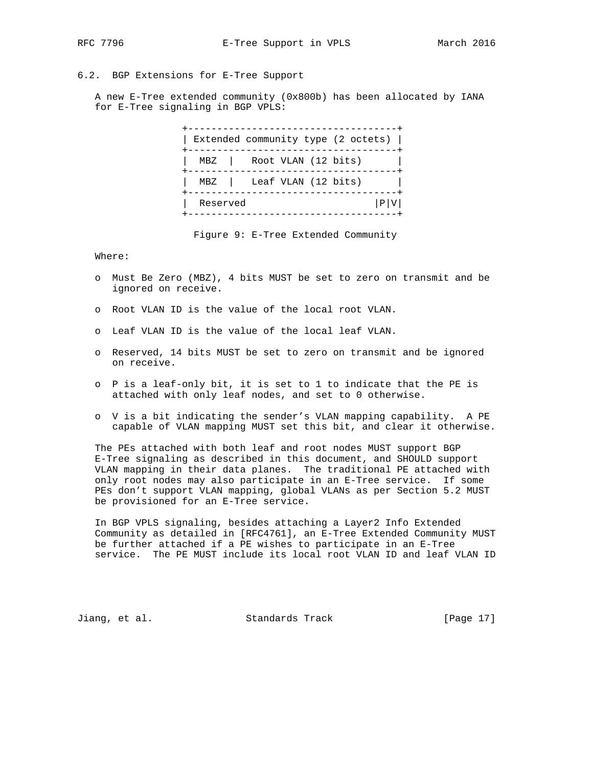### 6.2. BGP Extensions for E-Tree Support

A new E-Tree extended community (0x800b) has been allocated by IANA for E-Tree signaling in BGP VPLS:

```
+------------------------------------+
| Extended community type (2 octets) |
+------------------------------------+
|  MBZ  |   Root VLAN (12 bits)      |
+------------------------------------+
|  MBZ  |   Leaf VLAN (12 bits)      |
+------------------------------------+
|  Reserved                      |P|V|
+------------------------------------+
```

Figure 9: E-Tree Extended Community

Where:

- Must Be Zero (MBZ), 4 bits MUST be set to zero on transmit and be ignored on receive.
- Root VLAN ID is the value of the local root VLAN.
- Leaf VLAN ID is the value of the local leaf VLAN.
- Reserved, 14 bits MUST be set to zero on transmit and be ignored on receive.
- P is a leaf-only bit, it is set to 1 to indicate that the PE is attached with only leaf nodes, and set to 0 otherwise.
- V is a bit indicating the sender's VLAN mapping capability. A PE capable of VLAN mapping MUST set this bit, and clear it otherwise.

The PEs attached with both leaf and root nodes MUST support BGP E-Tree signaling as described in this document, and SHOULD support VLAN mapping in their data planes. The traditional PE attached with only root nodes may also participate in an E-Tree service. If some PEs don't support VLAN mapping, global VLANs as per Section 5.2 MUST be provisioned for an E-Tree service.

In BGP VPLS signaling, besides attaching a Layer2 Info Extended Community as detailed in [RFC4761], an E-Tree Extended Community MUST be further attached if a PE wishes to participate in an E-Tree service. The PE MUST include its local root VLAN ID and leaf VLAN ID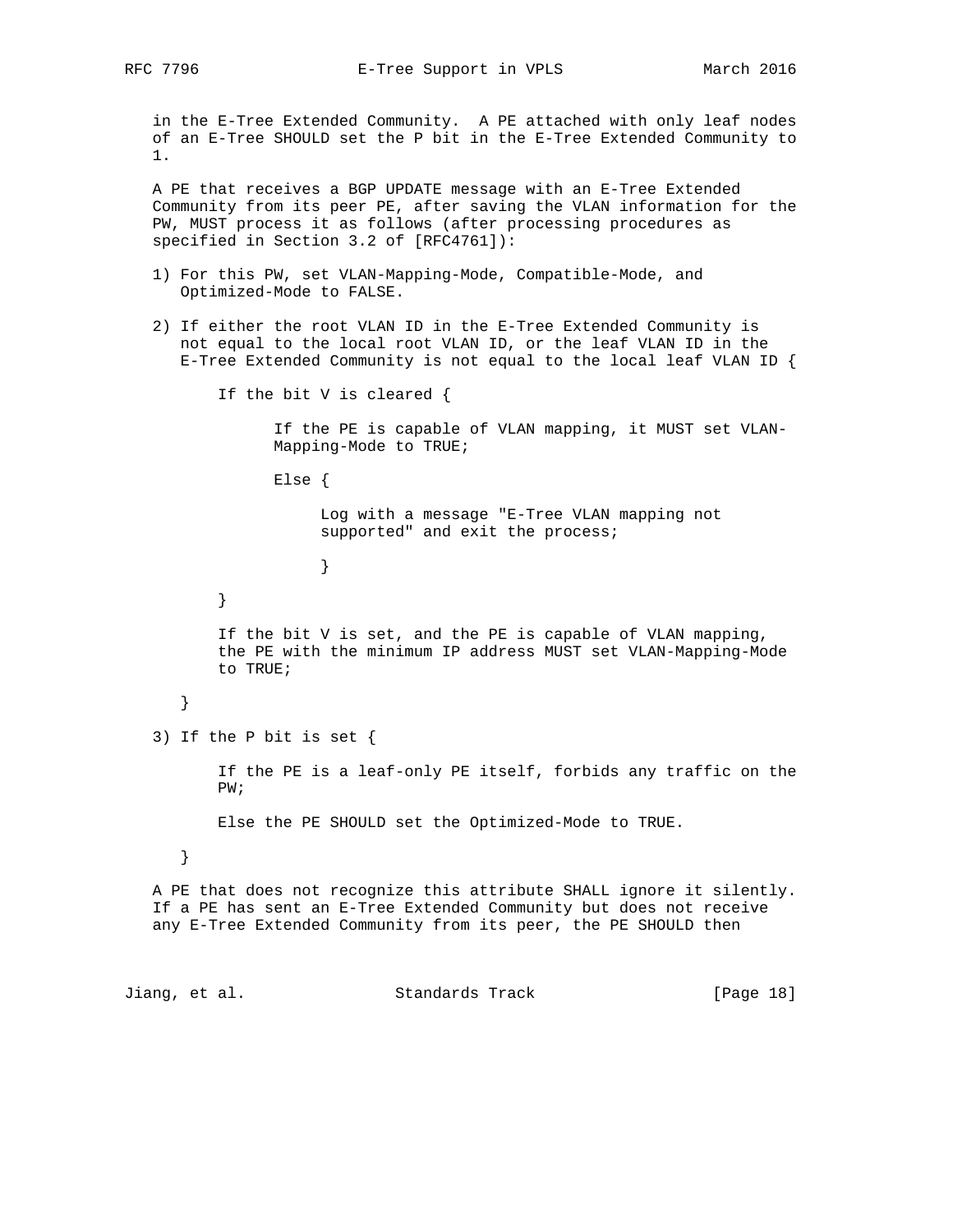in the E-Tree Extended Community. A PE attached with only leaf nodes of an E-Tree SHOULD set the P bit in the E-Tree Extended Community to 1.

A PE that receives a BGP UPDATE message with an E-Tree Extended Community from its peer PE, after saving the VLAN information for the PW, MUST process it as follows (after processing procedures as specified in Section 3.2 of [RFC4761]):

1) For this PW, set VLAN-Mapping-Mode, Compatible-Mode, and Optimized-Mode to FALSE.

2) If either the root VLAN ID in the E-Tree Extended Community is not equal to the local root VLAN ID, or the leaf VLAN ID in the E-Tree Extended Community is not equal to the local leaf VLAN ID {

```
        If the bit V is cleared {

              If the PE is capable of VLAN mapping, it MUST set VLAN-
              Mapping-Mode to TRUE;

              Else {

                   Log with a message "E-Tree VLAN mapping not
                   supported" and exit the process;

                   }

        }

        If the bit V is set, and the PE is capable of VLAN mapping,
        the PE with the minimum IP address MUST set VLAN-Mapping-Mode
        to TRUE;

   }
```

3) If the P bit is set {

```
        If the PE is a leaf-only PE itself, forbids any traffic on the
        PW;

        Else the PE SHOULD set the Optimized-Mode to TRUE.

   }
```

A PE that does not recognize this attribute SHALL ignore it silently. If a PE has sent an E-Tree Extended Community but does not receive any E-Tree Extended Community from its peer, the PE SHOULD then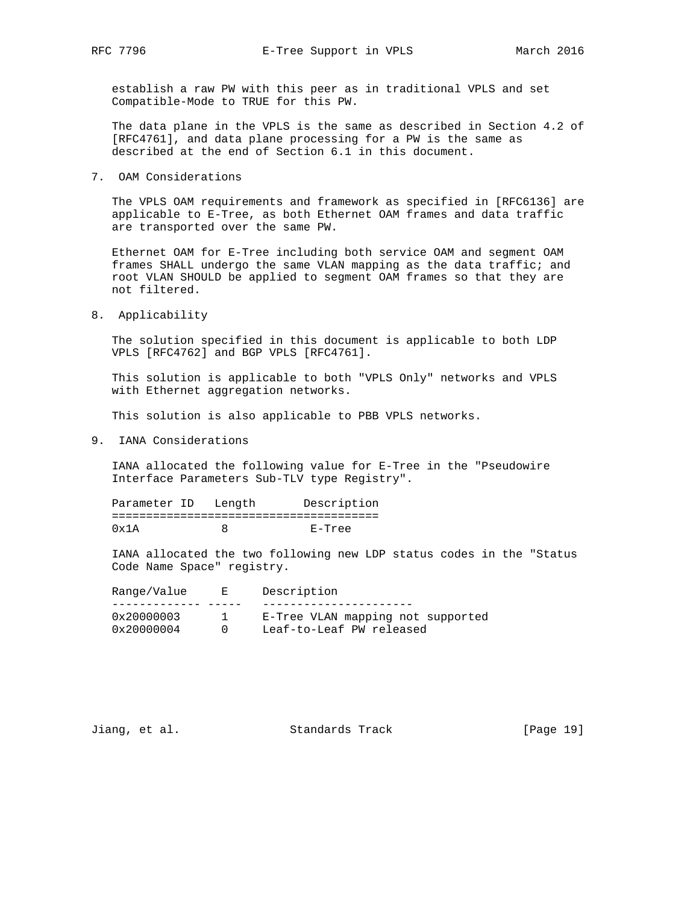establish a raw PW with this peer as in traditional VPLS and set Compatible-Mode to TRUE for this PW.

The data plane in the VPLS is the same as described in Section 4.2 of [RFC4761], and data plane processing for a PW is the same as described at the end of Section 6.1 in this document.

## 7. OAM Considerations

The VPLS OAM requirements and framework as specified in [RFC6136] are applicable to E-Tree, as both Ethernet OAM frames and data traffic are transported over the same PW.

Ethernet OAM for E-Tree including both service OAM and segment OAM frames SHALL undergo the same VLAN mapping as the data traffic; and root VLAN SHOULD be applied to segment OAM frames so that they are not filtered.

## 8. Applicability

The solution specified in this document is applicable to both LDP VPLS [RFC4762] and BGP VPLS [RFC4761].

This solution is applicable to both "VPLS Only" networks and VPLS with Ethernet aggregation networks.

This solution is also applicable to PBB VPLS networks.

## 9. IANA Considerations

IANA allocated the following value for E-Tree in the "Pseudowire Interface Parameters Sub-TLV type Registry".

| Parameter ID | Length | Description |
|---|---|---|
| 0x1A | 8 | E-Tree |

IANA allocated the two following new LDP status codes in the "Status Code Name Space" registry.

| Range/Value | E | Description |
|---|---|---|
| 0x20000003 | 1 | E-Tree VLAN mapping not supported |
| 0x20000004 | 0 | Leaf-to-Leaf PW released |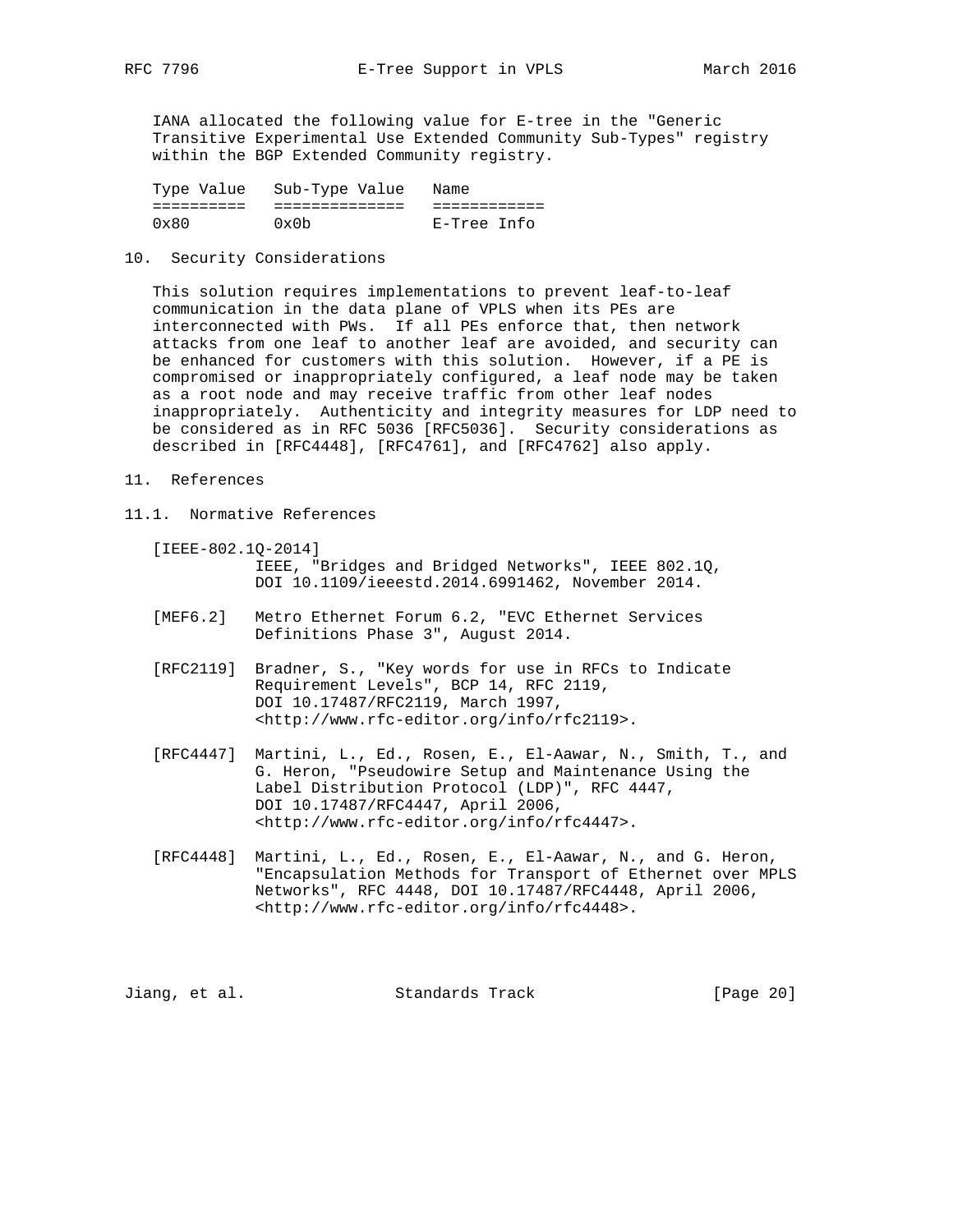IANA allocated the following value for E-tree in the "Generic Transitive Experimental Use Extended Community Sub-Types" registry within the BGP Extended Community registry.

| Type Value | Sub-Type Value | Name |
|---|---|---|
| 0x80 | 0x0b | E-Tree Info |

## 10. Security Considerations

This solution requires implementations to prevent leaf-to-leaf communication in the data plane of VPLS when its PEs are interconnected with PWs. If all PEs enforce that, then network attacks from one leaf to another leaf are avoided, and security can be enhanced for customers with this solution. However, if a PE is compromised or inappropriately configured, a leaf node may be taken as a root node and may receive traffic from other leaf nodes inappropriately. Authenticity and integrity measures for LDP need to be considered as in RFC 5036 [RFC5036]. Security considerations as described in [RFC4448], [RFC4761], and [RFC4762] also apply.

## 11. References

### 11.1. Normative References

[IEEE-802.1Q-2014]
IEEE, "Bridges and Bridged Networks", IEEE 802.1Q, DOI 10.1109/ieeestd.2014.6991462, November 2014.

[MEF6.2] Metro Ethernet Forum 6.2, "EVC Ethernet Services Definitions Phase 3", August 2014.

[RFC2119] Bradner, S., "Key words for use in RFCs to Indicate Requirement Levels", BCP 14, RFC 2119, DOI 10.17487/RFC2119, March 1997, <http://www.rfc-editor.org/info/rfc2119>.

[RFC4447] Martini, L., Ed., Rosen, E., El-Aawar, N., Smith, T., and G. Heron, "Pseudowire Setup and Maintenance Using the Label Distribution Protocol (LDP)", RFC 4447, DOI 10.17487/RFC4447, April 2006, <http://www.rfc-editor.org/info/rfc4447>.

[RFC4448] Martini, L., Ed., Rosen, E., El-Aawar, N., and G. Heron, "Encapsulation Methods for Transport of Ethernet over MPLS Networks", RFC 4448, DOI 10.17487/RFC4448, April 2006, <http://www.rfc-editor.org/info/rfc4448>.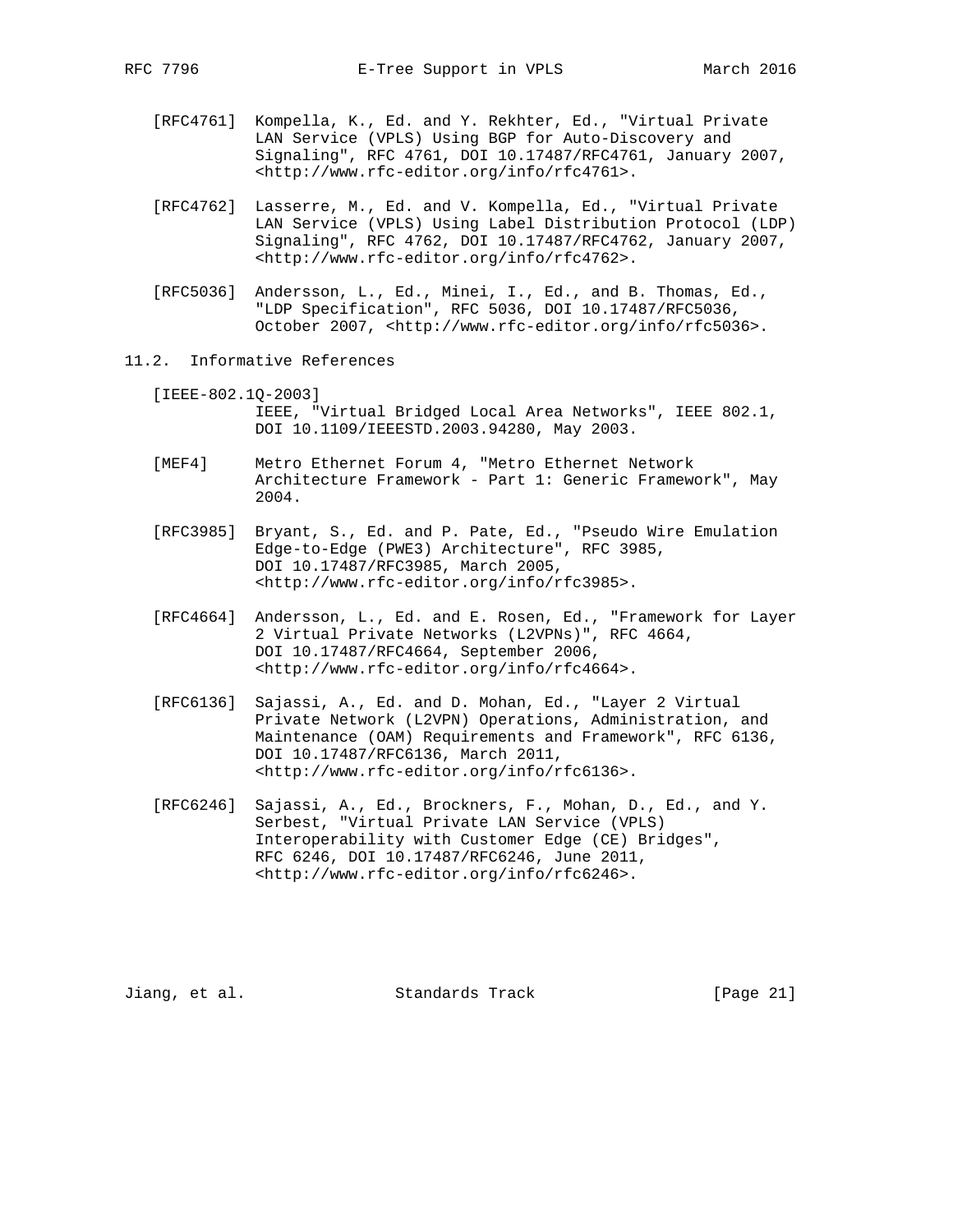[RFC4761] Kompella, K., Ed. and Y. Rekhter, Ed., "Virtual Private LAN Service (VPLS) Using BGP for Auto-Discovery and Signaling", RFC 4761, DOI 10.17487/RFC4761, January 2007, <http://www.rfc-editor.org/info/rfc4761>.

[RFC4762] Lasserre, M., Ed. and V. Kompella, Ed., "Virtual Private LAN Service (VPLS) Using Label Distribution Protocol (LDP) Signaling", RFC 4762, DOI 10.17487/RFC4762, January 2007, <http://www.rfc-editor.org/info/rfc4762>.

[RFC5036] Andersson, L., Ed., Minei, I., Ed., and B. Thomas, Ed., "LDP Specification", RFC 5036, DOI 10.17487/RFC5036, October 2007, <http://www.rfc-editor.org/info/rfc5036>.

## 11.2. Informative References

[IEEE-802.1Q-2003] IEEE, "Virtual Bridged Local Area Networks", IEEE 802.1, DOI 10.1109/IEEESTD.2003.94280, May 2003.

[MEF4] Metro Ethernet Forum 4, "Metro Ethernet Network Architecture Framework - Part 1: Generic Framework", May 2004.

[RFC3985] Bryant, S., Ed. and P. Pate, Ed., "Pseudo Wire Emulation Edge-to-Edge (PWE3) Architecture", RFC 3985, DOI 10.17487/RFC3985, March 2005, <http://www.rfc-editor.org/info/rfc3985>.

[RFC4664] Andersson, L., Ed. and E. Rosen, Ed., "Framework for Layer 2 Virtual Private Networks (L2VPNs)", RFC 4664, DOI 10.17487/RFC4664, September 2006, <http://www.rfc-editor.org/info/rfc4664>.

[RFC6136] Sajassi, A., Ed. and D. Mohan, Ed., "Layer 2 Virtual Private Network (L2VPN) Operations, Administration, and Maintenance (OAM) Requirements and Framework", RFC 6136, DOI 10.17487/RFC6136, March 2011, <http://www.rfc-editor.org/info/rfc6136>.

[RFC6246] Sajassi, A., Ed., Brockners, F., Mohan, D., Ed., and Y. Serbest, "Virtual Private LAN Service (VPLS) Interoperability with Customer Edge (CE) Bridges", RFC 6246, DOI 10.17487/RFC6246, June 2011, <http://www.rfc-editor.org/info/rfc6246>.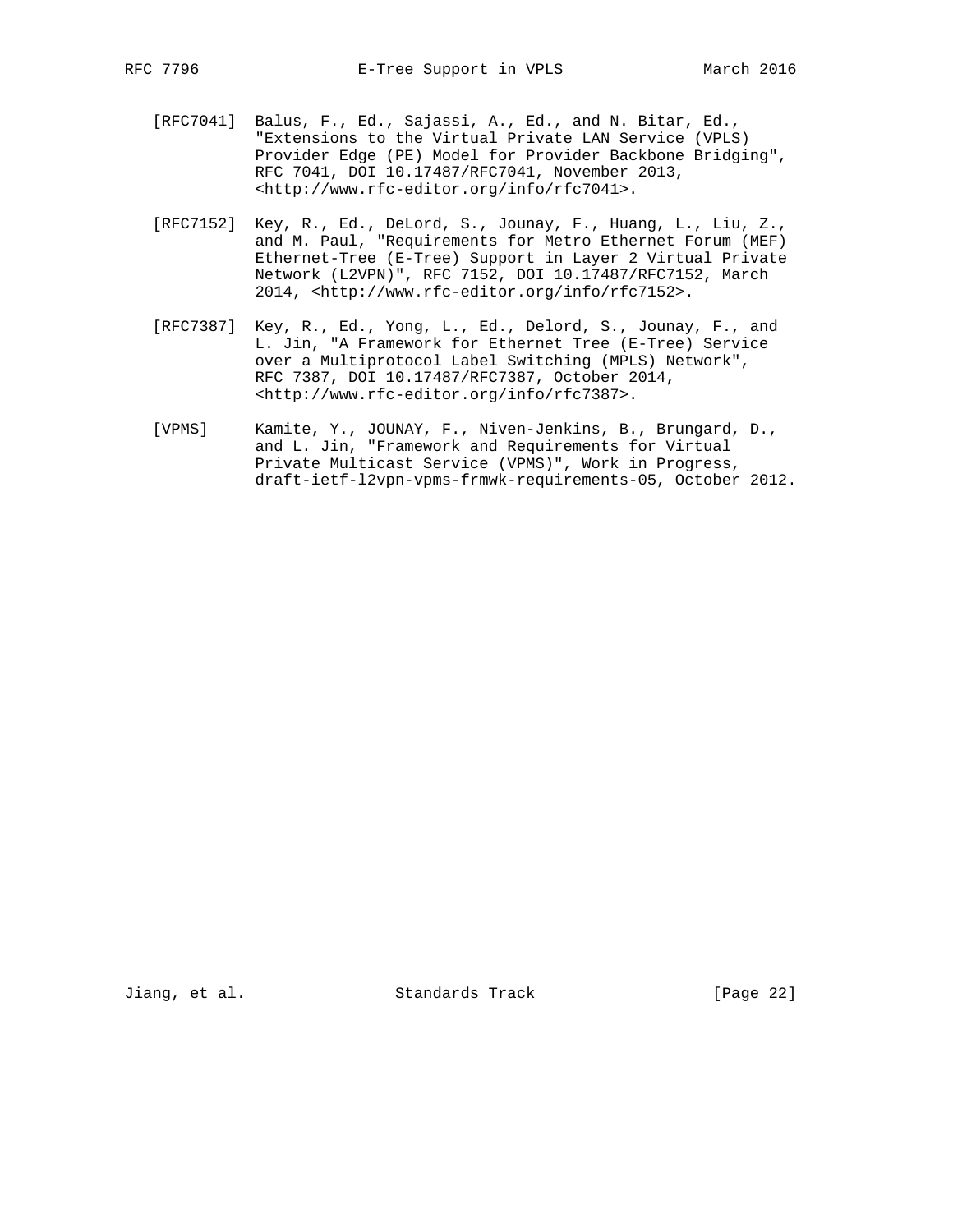[RFC7041] Balus, F., Ed., Sajassi, A., Ed., and N. Bitar, Ed., "Extensions to the Virtual Private LAN Service (VPLS) Provider Edge (PE) Model for Provider Backbone Bridging", RFC 7041, DOI 10.17487/RFC7041, November 2013, <http://www.rfc-editor.org/info/rfc7041>.

[RFC7152] Key, R., Ed., DeLord, S., Jounay, F., Huang, L., Liu, Z., and M. Paul, "Requirements for Metro Ethernet Forum (MEF) Ethernet-Tree (E-Tree) Support in Layer 2 Virtual Private Network (L2VPN)", RFC 7152, DOI 10.17487/RFC7152, March 2014, <http://www.rfc-editor.org/info/rfc7152>.

[RFC7387] Key, R., Ed., Yong, L., Ed., Delord, S., Jounay, F., and L. Jin, "A Framework for Ethernet Tree (E-Tree) Service over a Multiprotocol Label Switching (MPLS) Network", RFC 7387, DOI 10.17487/RFC7387, October 2014, <http://www.rfc-editor.org/info/rfc7387>.

[VPMS] Kamite, Y., JOUNAY, F., Niven-Jenkins, B., Brungard, D., and L. Jin, "Framework and Requirements for Virtual Private Multicast Service (VPMS)", Work in Progress, draft-ietf-l2vpn-vpms-frmwk-requirements-05, October 2012.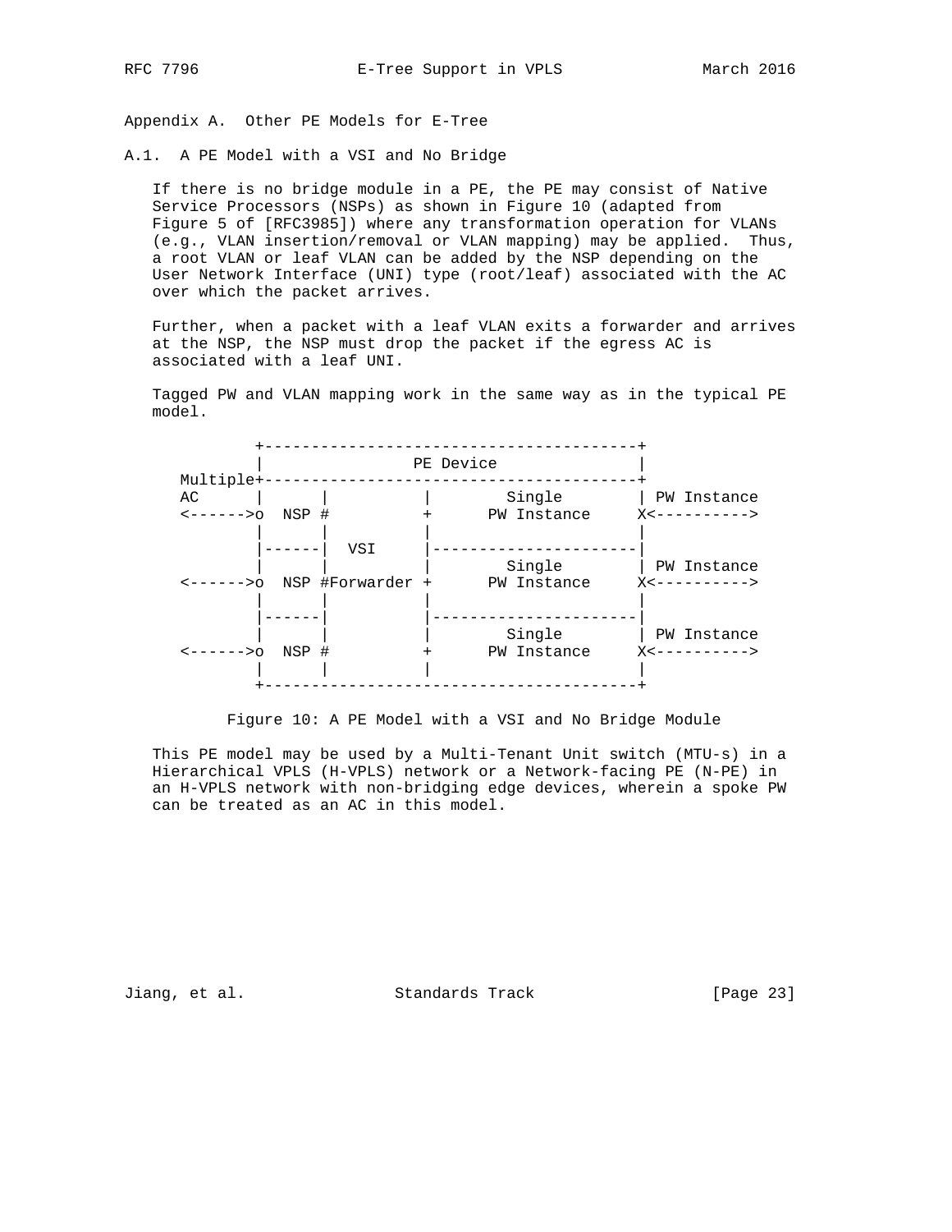## Appendix A. Other PE Models for E-Tree

### A.1. A PE Model with a VSI and No Bridge

If there is no bridge module in a PE, the PE may consist of Native Service Processors (NSPs) as shown in Figure 10 (adapted from Figure 5 of [RFC3985]) where any transformation operation for VLANs (e.g., VLAN insertion/removal or VLAN mapping) may be applied. Thus, a root VLAN or leaf VLAN can be added by the NSP depending on the User Network Interface (UNI) type (root/leaf) associated with the AC over which the packet arrives.

Further, when a packet with a leaf VLAN exits a forwarder and arrives at the NSP, the NSP must drop the packet if the egress AC is associated with a leaf UNI.

Tagged PW and VLAN mapping work in the same way as in the typical PE model.

```
         +----------------------------------------+
         |                PE Device               |
Multiple+----------------------------------------+
AC      |      |           |       Single        | PW Instance
<------>o  NSP #           +      PW Instance     X<---------->
        |      |           |                      |
        |------|   VSI     |----------------------|
        |      |           |       Single         | PW Instance
<------>o  NSP #Forwarder  +      PW Instance     X<---------->
        |      |           |                      |
        |------|           |----------------------|
        |      |           |       Single         | PW Instance
<------>o  NSP #           +      PW Instance     X<---------->
        |      |           |                      |
        +----------------------------------------+
```

Figure 10: A PE Model with a VSI and No Bridge Module

This PE model may be used by a Multi-Tenant Unit switch (MTU-s) in a Hierarchical VPLS (H-VPLS) network or a Network-facing PE (N-PE) in an H-VPLS network with non-bridging edge devices, wherein a spoke PW can be treated as an AC in this model.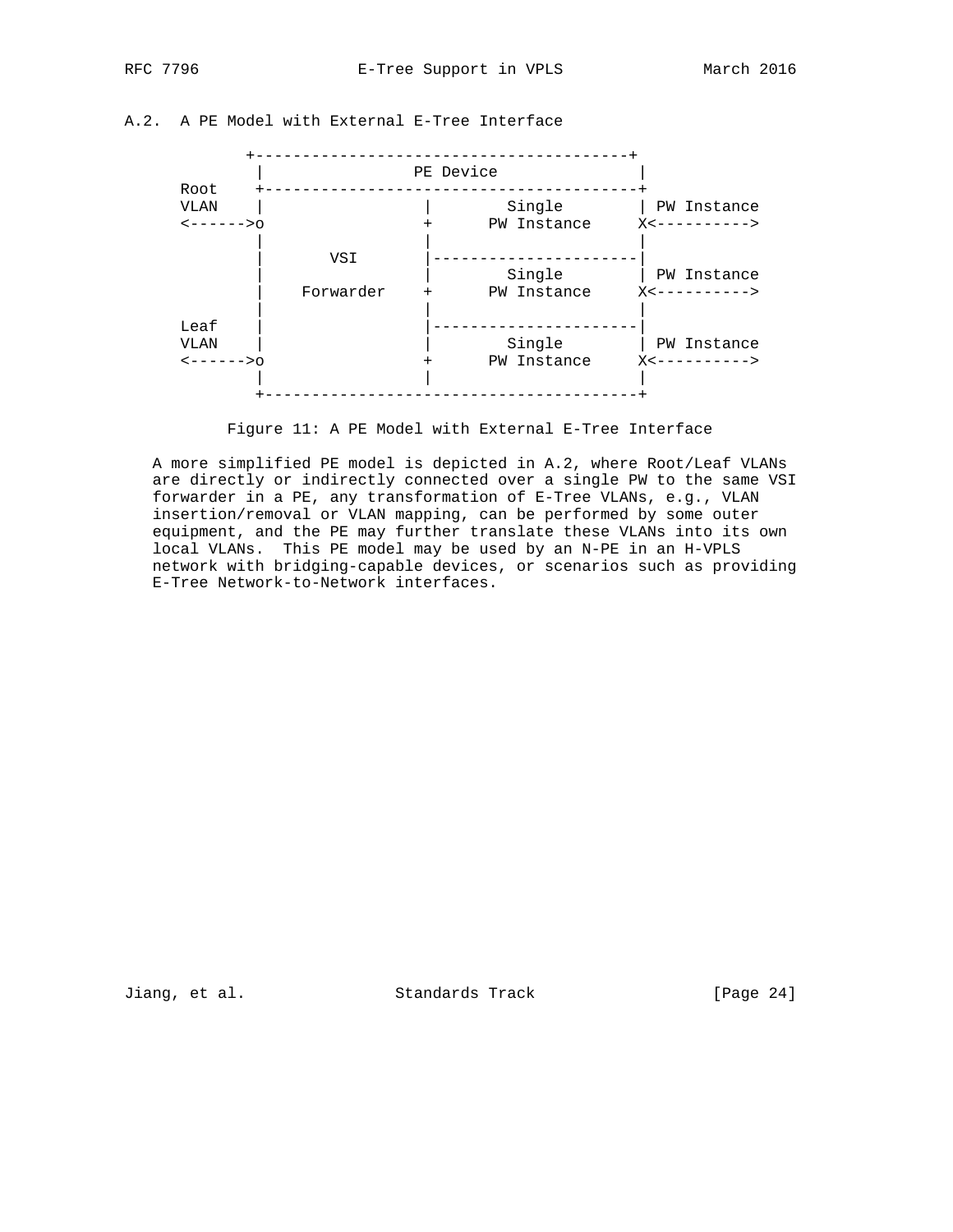## A.2. A PE Model with External E-Tree Interface

```
         +----------------------------------------+
         |                PE Device               |
 Root    +----------------------------------------+
 VLAN    |                |        Single         | PW Instance
 <------>o                +      PW Instance      X<---------->
         |                |                       |
         |       VSI      |-----------------------|
         |                |        Single         | PW Instance
         |    Forwarder   +      PW Instance      X<---------->
         |                |                       |
 Leaf    |                |-----------------------|
 VLAN    |                |        Single         | PW Instance
 <------>o                +      PW Instance      X<---------->
         |                |                       |
         +----------------------------------------+
```

Figure 11: A PE Model with External E-Tree Interface

A more simplified PE model is depicted in A.2, where Root/Leaf VLANs are directly or indirectly connected over a single PW to the same VSI forwarder in a PE, any transformation of E-Tree VLANs, e.g., VLAN insertion/removal or VLAN mapping, can be performed by some outer equipment, and the PE may further translate these VLANs into its own local VLANs. This PE model may be used by an N-PE in an H-VPLS network with bridging-capable devices, or scenarios such as providing E-Tree Network-to-Network interfaces.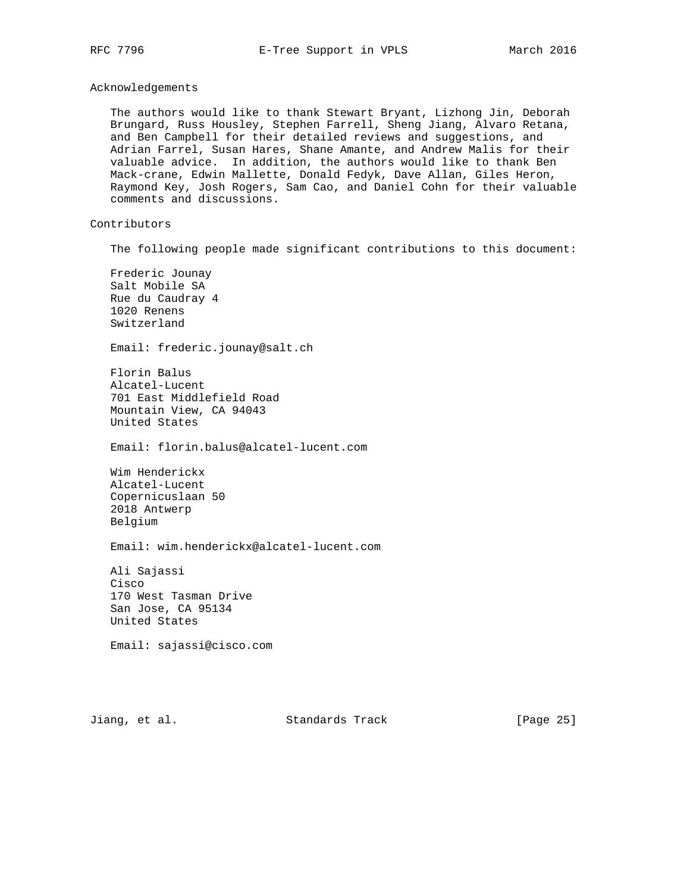## Acknowledgements

The authors would like to thank Stewart Bryant, Lizhong Jin, Deborah Brungard, Russ Housley, Stephen Farrell, Sheng Jiang, Alvaro Retana, and Ben Campbell for their detailed reviews and suggestions, and Adrian Farrel, Susan Hares, Shane Amante, and Andrew Malis for their valuable advice. In addition, the authors would like to thank Ben Mack-crane, Edwin Mallette, Donald Fedyk, Dave Allan, Giles Heron, Raymond Key, Josh Rogers, Sam Cao, and Daniel Cohn for their valuable comments and discussions.

## Contributors

The following people made significant contributions to this document:

Frederic Jounay
Salt Mobile SA
Rue du Caudray 4
1020 Renens
Switzerland

Email: frederic.jounay@salt.ch

Florin Balus
Alcatel-Lucent
701 East Middlefield Road
Mountain View, CA 94043
United States

Email: florin.balus@alcatel-lucent.com

Wim Henderickx
Alcatel-Lucent
Copernicuslaan 50
2018 Antwerp
Belgium

Email: wim.henderickx@alcatel-lucent.com

Ali Sajassi
Cisco
170 West Tasman Drive
San Jose, CA 95134
United States

Email: sajassi@cisco.com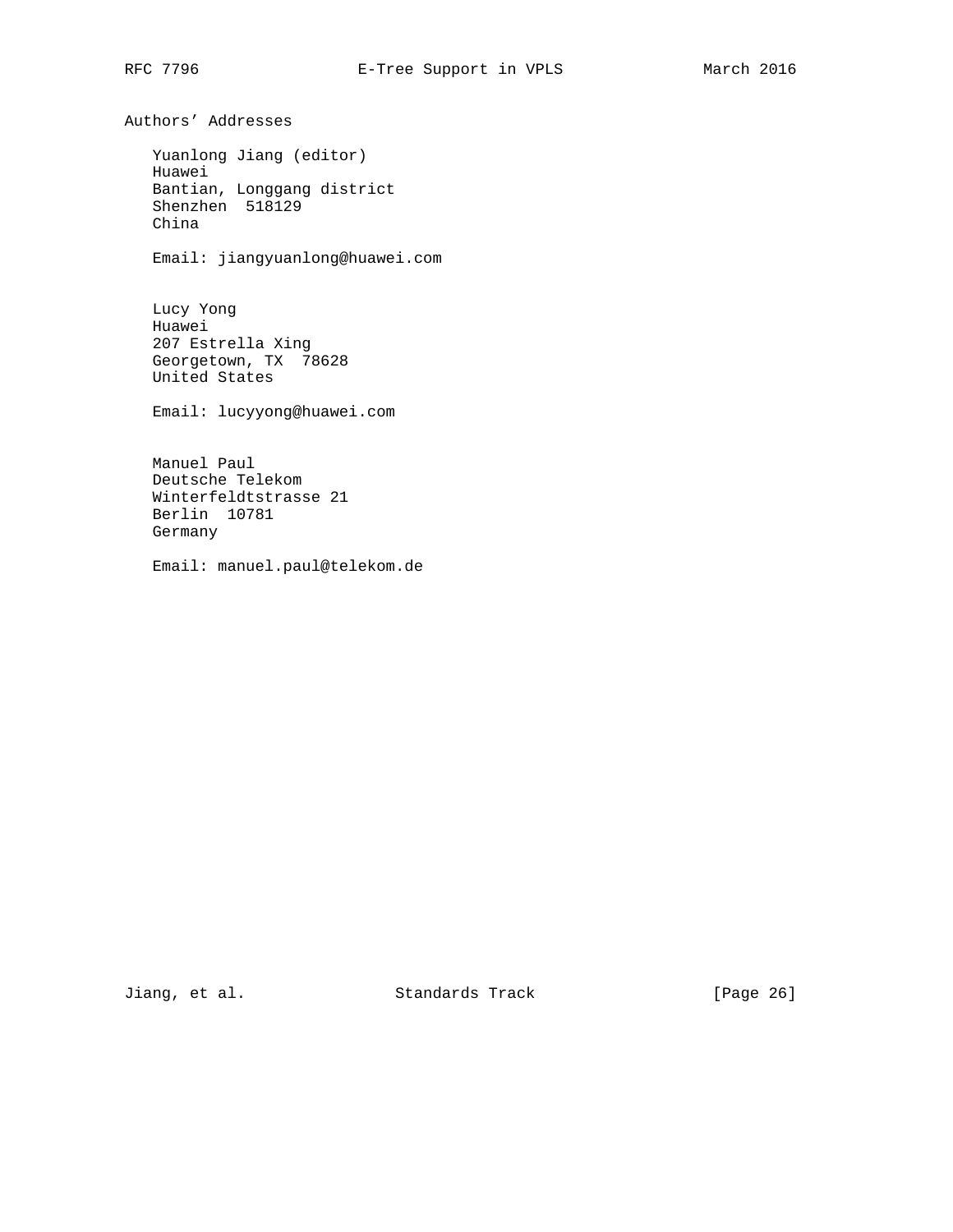## Authors' Addresses

Yuanlong Jiang (editor)
Huawei
Bantian, Longgang district
Shenzhen 518129
China

Email: jiangyuanlong@huawei.com

Lucy Yong
Huawei
207 Estrella Xing
Georgetown, TX 78628
United States

Email: lucyyong@huawei.com

Manuel Paul
Deutsche Telekom
Winterfeldtstrasse 21
Berlin 10781
Germany

Email: manuel.paul@telekom.de